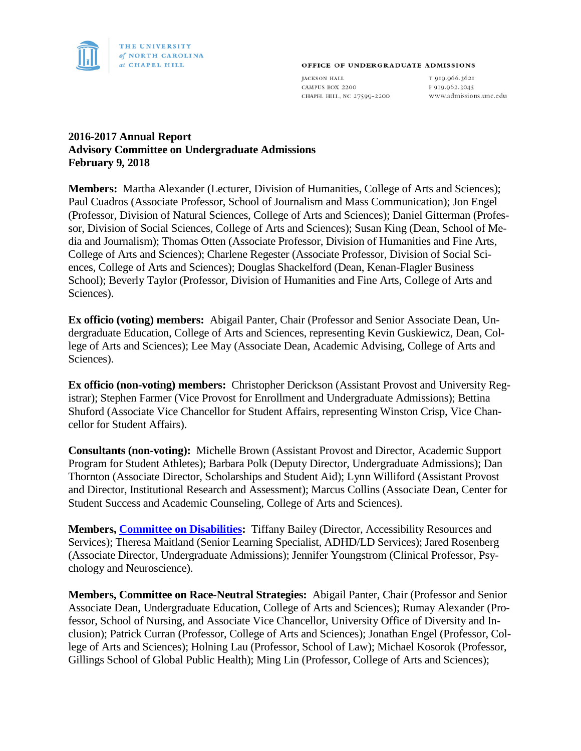THE UNIVERSITY *of* NORTH CAROLINA *at* CHAPEL HILL

OFFICE OF UNDERGRADUATE ADMISSIONS

JACKSON HALL
CAMPUS BOX 2200
CHAPEL HILL, NC 27599-2200

T 919.966.3621
F 919.962.3045
www.admissions.unc.edu

**2016-2017 Annual Report**
**Advisory Committee on Undergraduate Admissions**
**February 9, 2018**

**Members:** Martha Alexander (Lecturer, Division of Humanities, College of Arts and Sciences); Paul Cuadros (Associate Professor, School of Journalism and Mass Communication); Jon Engel (Professor, Division of Natural Sciences, College of Arts and Sciences); Daniel Gitterman (Professor, Division of Social Sciences, College of Arts and Sciences); Susan King (Dean, School of Media and Journalism); Thomas Otten (Associate Professor, Division of Humanities and Fine Arts, College of Arts and Sciences); Charlene Regester (Associate Professor, Division of Social Sciences, College of Arts and Sciences); Douglas Shackelford (Dean, Kenan-Flagler Business School); Beverly Taylor (Professor, Division of Humanities and Fine Arts, College of Arts and Sciences).

**Ex officio (voting) members:** Abigail Panter, Chair (Professor and Senior Associate Dean, Undergraduate Education, College of Arts and Sciences, representing Kevin Guskiewicz, Dean, College of Arts and Sciences); Lee May (Associate Dean, Academic Advising, College of Arts and Sciences).

**Ex officio (non-voting) members:** Christopher Derickson (Assistant Provost and University Registrar); Stephen Farmer (Vice Provost for Enrollment and Undergraduate Admissions); Bettina Shuford (Associate Vice Chancellor for Student Affairs, representing Winston Crisp, Vice Chancellor for Student Affairs).

**Consultants (non-voting):** Michelle Brown (Assistant Provost and Director, Academic Support Program for Student Athletes); Barbara Polk (Deputy Director, Undergraduate Admissions); Dan Thornton (Associate Director, Scholarships and Student Aid); Lynn Williford (Assistant Provost and Director, Institutional Research and Assessment); Marcus Collins (Associate Dean, Center for Student Success and Academic Counseling, College of Arts and Sciences).

**Members, Committee on Disabilities:** Tiffany Bailey (Director, Accessibility Resources and Services); Theresa Maitland (Senior Learning Specialist, ADHD/LD Services); Jared Rosenberg (Associate Director, Undergraduate Admissions); Jennifer Youngstrom (Clinical Professor, Psychology and Neuroscience).

**Members, Committee on Race-Neutral Strategies:** Abigail Panter, Chair (Professor and Senior Associate Dean, Undergraduate Education, College of Arts and Sciences); Rumay Alexander (Professor, School of Nursing, and Associate Vice Chancellor, University Office of Diversity and Inclusion); Patrick Curran (Professor, College of Arts and Sciences); Jonathan Engel (Professor, College of Arts and Sciences); Holning Lau (Professor, School of Law); Michael Kosorok (Professor, Gillings School of Global Public Health); Ming Lin (Professor, College of Arts and Sciences);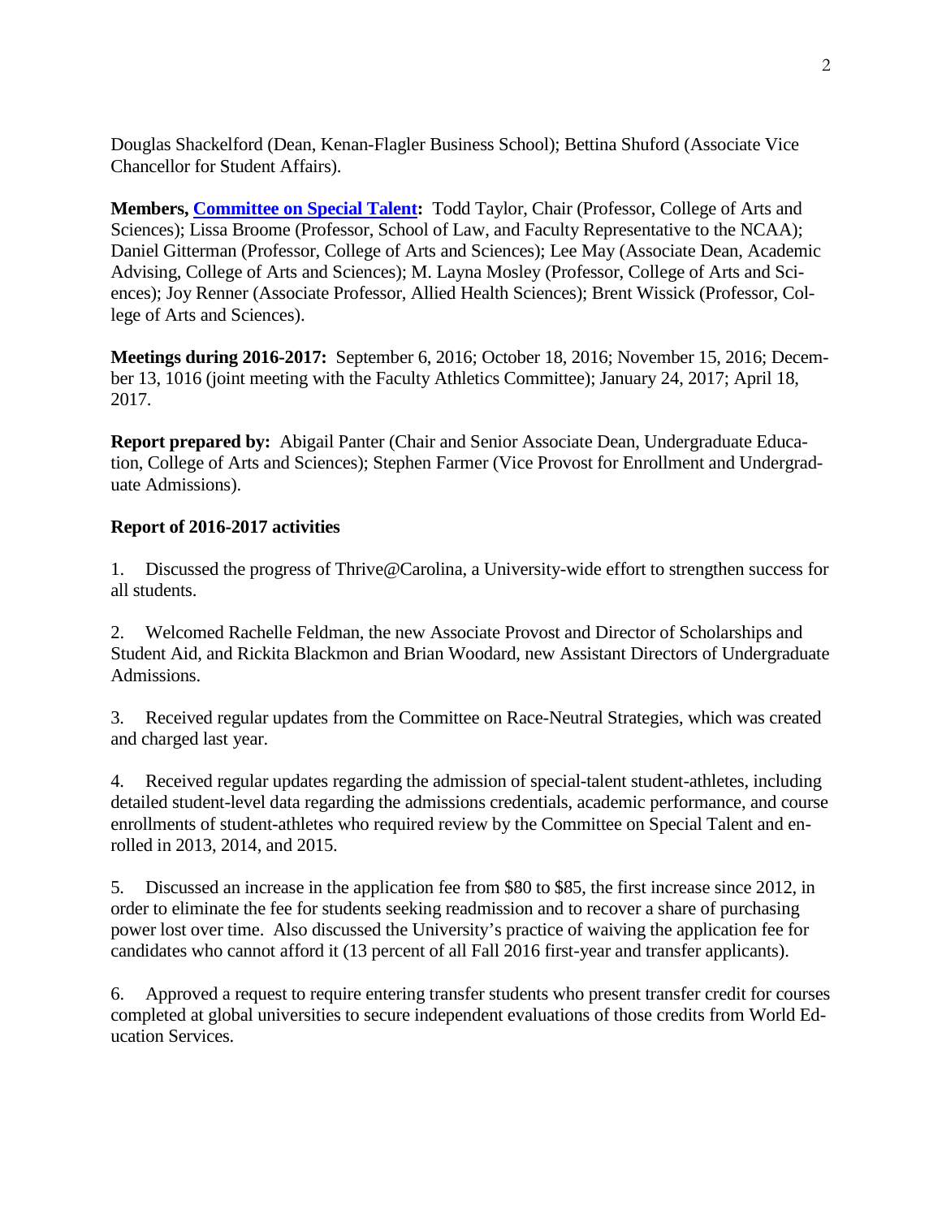Douglas Shackelford (Dean, Kenan-Flagler Business School); Bettina Shuford (Associate Vice Chancellor for Student Affairs).

**Members, Committee on Special Talent:** Todd Taylor, Chair (Professor, College of Arts and Sciences); Lissa Broome (Professor, School of Law, and Faculty Representative to the NCAA); Daniel Gitterman (Professor, College of Arts and Sciences); Lee May (Associate Dean, Academic Advising, College of Arts and Sciences); M. Layna Mosley (Professor, College of Arts and Sciences); Joy Renner (Associate Professor, Allied Health Sciences); Brent Wissick (Professor, College of Arts and Sciences).

**Meetings during 2016-2017:** September 6, 2016; October 18, 2016; November 15, 2016; December 13, 1016 (joint meeting with the Faculty Athletics Committee); January 24, 2017; April 18, 2017.

**Report prepared by:** Abigail Panter (Chair and Senior Associate Dean, Undergraduate Education, College of Arts and Sciences); Stephen Farmer (Vice Provost for Enrollment and Undergraduate Admissions).

**Report of 2016-2017 activities**

1. Discussed the progress of Thrive@Carolina, a University-wide effort to strengthen success for all students.

2. Welcomed Rachelle Feldman, the new Associate Provost and Director of Scholarships and Student Aid, and Rickita Blackmon and Brian Woodard, new Assistant Directors of Undergraduate Admissions.

3. Received regular updates from the Committee on Race-Neutral Strategies, which was created and charged last year.

4. Received regular updates regarding the admission of special-talent student-athletes, including detailed student-level data regarding the admissions credentials, academic performance, and course enrollments of student-athletes who required review by the Committee on Special Talent and enrolled in 2013, 2014, and 2015.

5. Discussed an increase in the application fee from $80 to $85, the first increase since 2012, in order to eliminate the fee for students seeking readmission and to recover a share of purchasing power lost over time. Also discussed the University's practice of waiving the application fee for candidates who cannot afford it (13 percent of all Fall 2016 first-year and transfer applicants).

6. Approved a request to require entering transfer students who present transfer credit for courses completed at global universities to secure independent evaluations of those credits from World Education Services.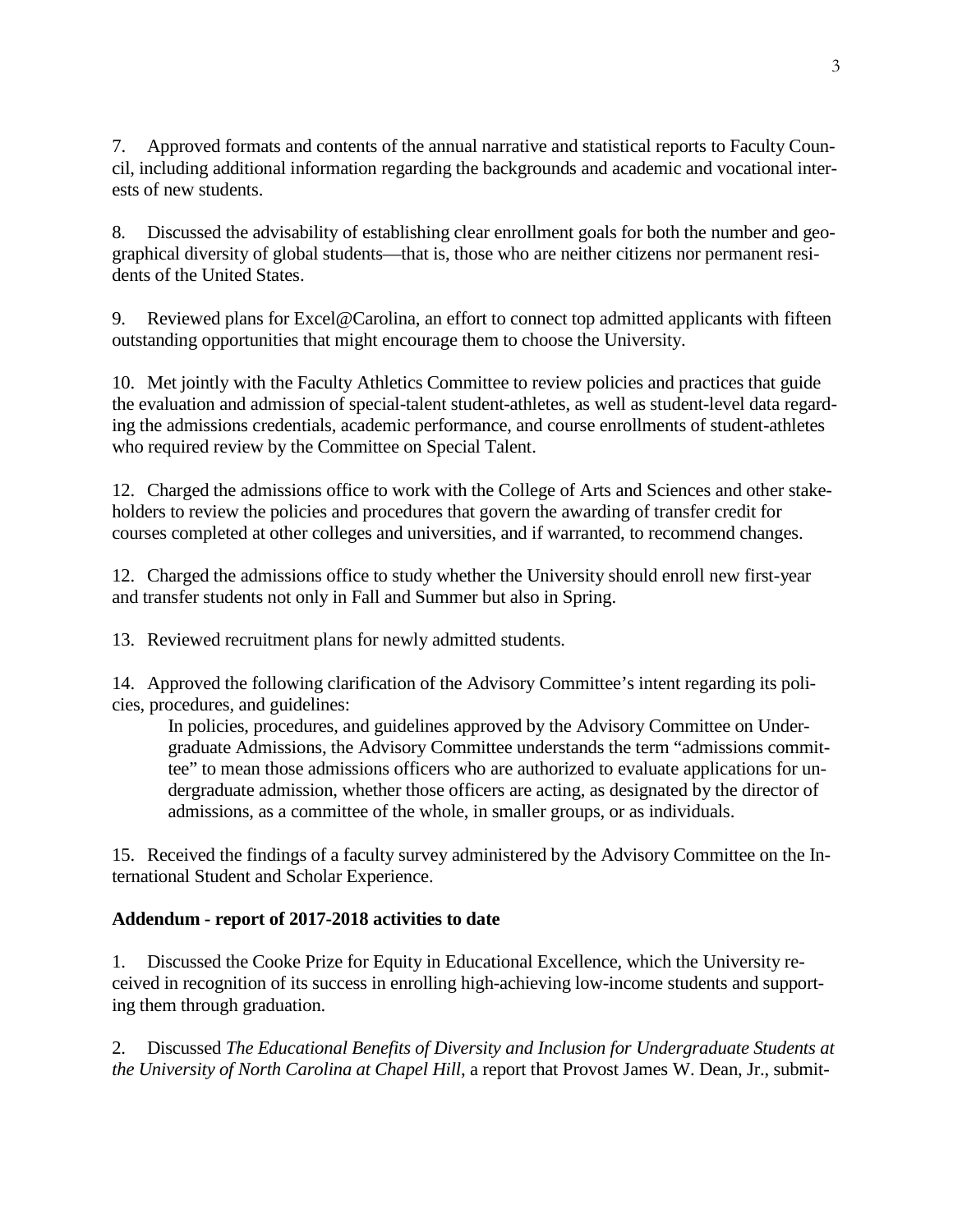7. Approved formats and contents of the annual narrative and statistical reports to Faculty Council, including additional information regarding the backgrounds and academic and vocational interests of new students.

8. Discussed the advisability of establishing clear enrollment goals for both the number and geographical diversity of global students—that is, those who are neither citizens nor permanent residents of the United States.

9. Reviewed plans for Excel@Carolina, an effort to connect top admitted applicants with fifteen outstanding opportunities that might encourage them to choose the University.

10. Met jointly with the Faculty Athletics Committee to review policies and practices that guide the evaluation and admission of special-talent student-athletes, as well as student-level data regarding the admissions credentials, academic performance, and course enrollments of student-athletes who required review by the Committee on Special Talent.

12. Charged the admissions office to work with the College of Arts and Sciences and other stakeholders to review the policies and procedures that govern the awarding of transfer credit for courses completed at other colleges and universities, and if warranted, to recommend changes.

12. Charged the admissions office to study whether the University should enroll new first-year and transfer students not only in Fall and Summer but also in Spring.

13. Reviewed recruitment plans for newly admitted students.

14. Approved the following clarification of the Advisory Committee's intent regarding its policies, procedures, and guidelines:

> In policies, procedures, and guidelines approved by the Advisory Committee on Undergraduate Admissions, the Advisory Committee understands the term "admissions committee" to mean those admissions officers who are authorized to evaluate applications for undergraduate admission, whether those officers are acting, as designated by the director of admissions, as a committee of the whole, in smaller groups, or as individuals.

15. Received the findings of a faculty survey administered by the Advisory Committee on the International Student and Scholar Experience.

**Addendum - report of 2017-2018 activities to date**

1. Discussed the Cooke Prize for Equity in Educational Excellence, which the University received in recognition of its success in enrolling high-achieving low-income students and supporting them through graduation.

2. Discussed *The Educational Benefits of Diversity and Inclusion for Undergraduate Students at the University of North Carolina at Chapel Hill*, a report that Provost James W. Dean, Jr., submit-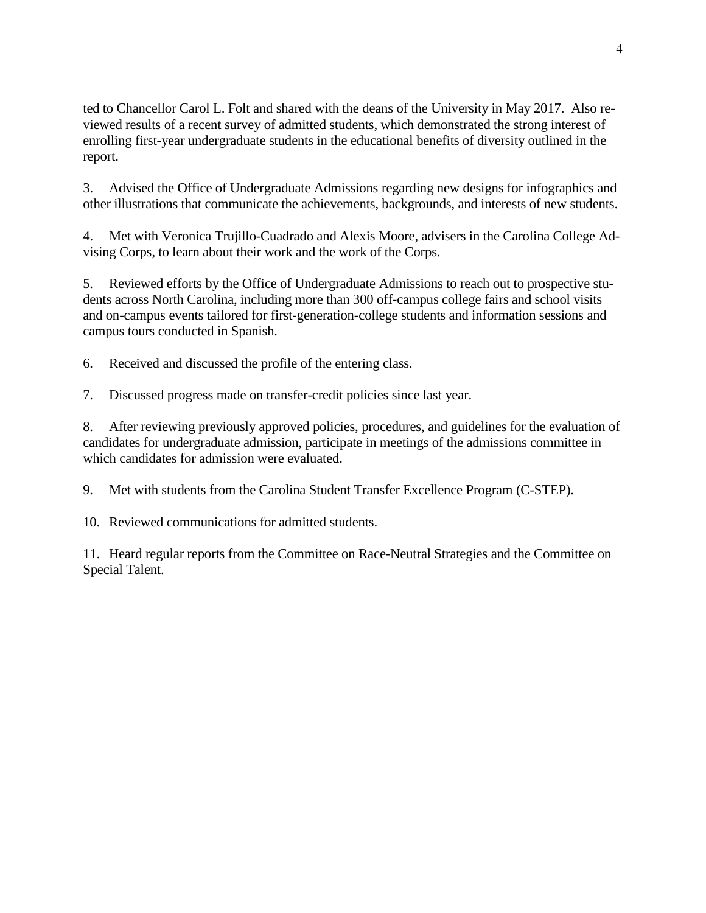ted to Chancellor Carol L. Folt and shared with the deans of the University in May 2017. Also reviewed results of a recent survey of admitted students, which demonstrated the strong interest of enrolling first-year undergraduate students in the educational benefits of diversity outlined in the report.

3. Advised the Office of Undergraduate Admissions regarding new designs for infographics and other illustrations that communicate the achievements, backgrounds, and interests of new students.

4. Met with Veronica Trujillo-Cuadrado and Alexis Moore, advisers in the Carolina College Advising Corps, to learn about their work and the work of the Corps.

5. Reviewed efforts by the Office of Undergraduate Admissions to reach out to prospective students across North Carolina, including more than 300 off-campus college fairs and school visits and on-campus events tailored for first-generation-college students and information sessions and campus tours conducted in Spanish.

6. Received and discussed the profile of the entering class.

7. Discussed progress made on transfer-credit policies since last year.

8. After reviewing previously approved policies, procedures, and guidelines for the evaluation of candidates for undergraduate admission, participate in meetings of the admissions committee in which candidates for admission were evaluated.

9. Met with students from the Carolina Student Transfer Excellence Program (C-STEP).

10. Reviewed communications for admitted students.

11. Heard regular reports from the Committee on Race-Neutral Strategies and the Committee on Special Talent.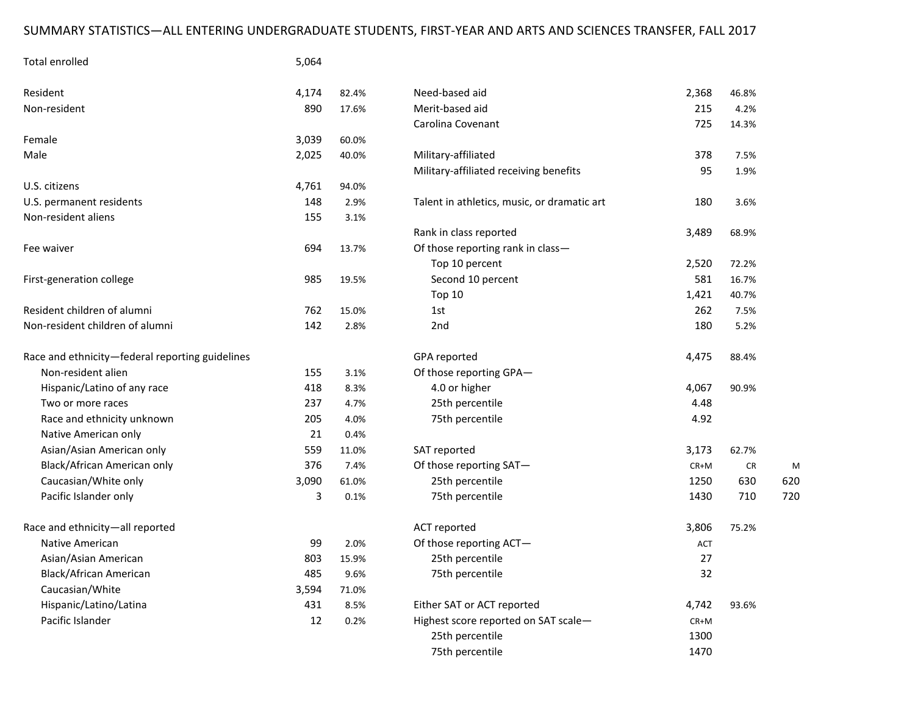# SUMMARY STATISTICS—ALL ENTERING UNDERGRADUATE STUDENTS, FIRST-YEAR AND ARTS AND SCIENCES TRANSFER, FALL 2017

| | | |
|---|---|---|
| Total enrolled | 5,064 | |
| | | |
| Resident | 4,174 | 82.4% |
| Non-resident | 890 | 17.6% |
| | | |
| Female | 3,039 | 60.0% |
| Male | 2,025 | 40.0% |
| | | |
| U.S. citizens | 4,761 | 94.0% |
| U.S. permanent residents | 148 | 2.9% |
| Non-resident aliens | 155 | 3.1% |
| | | |
| Fee waiver | 694 | 13.7% |
| | | |
| First-generation college | 985 | 19.5% |
| | | |
| Resident children of alumni | 762 | 15.0% |
| Non-resident children of alumni | 142 | 2.8% |
| | | |
| Race and ethnicity—federal reporting guidelines | | |
| Non-resident alien | 155 | 3.1% |
| Hispanic/Latino of any race | 418 | 8.3% |
| Two or more races | 237 | 4.7% |
| Race and ethnicity unknown | 205 | 4.0% |
| Native American only | 21 | 0.4% |
| Asian/Asian American only | 559 | 11.0% |
| Black/African American only | 376 | 7.4% |
| Caucasian/White only | 3,090 | 61.0% |
| Pacific Islander only | 3 | 0.1% |
| | | |
| Race and ethnicity—all reported | | |
| Native American | 99 | 2.0% |
| Asian/Asian American | 803 | 15.9% |
| Black/African American | 485 | 9.6% |
| Caucasian/White | 3,594 | 71.0% |
| Hispanic/Latino/Latina | 431 | 8.5% |
| Pacific Islander | 12 | 0.2% |

| | | | |
|---|---|---|---|
| Need-based aid | 2,368 | 46.8% | |
| Merit-based aid | 215 | 4.2% | |
| Carolina Covenant | 725 | 14.3% | |
| | | | |
| Military-affiliated | 378 | 7.5% | |
| Military-affiliated receiving benefits | 95 | 1.9% | |
| | | | |
| Talent in athletics, music, or dramatic art | 180 | 3.6% | |
| | | | |
| Rank in class reported | 3,489 | 68.9% | |
| Of those reporting rank in class— | | | |
| Top 10 percent | 2,520 | 72.2% | |
| Second 10 percent | 581 | 16.7% | |
| Top 10 | 1,421 | 40.7% | |
| 1st | 262 | 7.5% | |
| 2nd | 180 | 5.2% | |
| | | | |
| GPA reported | 4,475 | 88.4% | |
| Of those reporting GPA— | | | |
| 4.0 or higher | 4,067 | 90.9% | |
| 25th percentile | 4.48 | | |
| 75th percentile | 4.92 | | |
| | | | |
| SAT reported | 3,173 | 62.7% | |
| Of those reporting SAT— | CR+M | CR | M |
| 25th percentile | 1250 | 630 | 620 |
| 75th percentile | 1430 | 710 | 720 |
| | | | |
| ACT reported | 3,806 | 75.2% | |
| Of those reporting ACT— | ACT | | |
| 25th percentile | 27 | | |
| 75th percentile | 32 | | |
| | | | |
| Either SAT or ACT reported | 4,742 | 93.6% | |
| Highest score reported on SAT scale— | CR+M | | |
| 25th percentile | 1300 | | |
| 75th percentile | 1470 | | |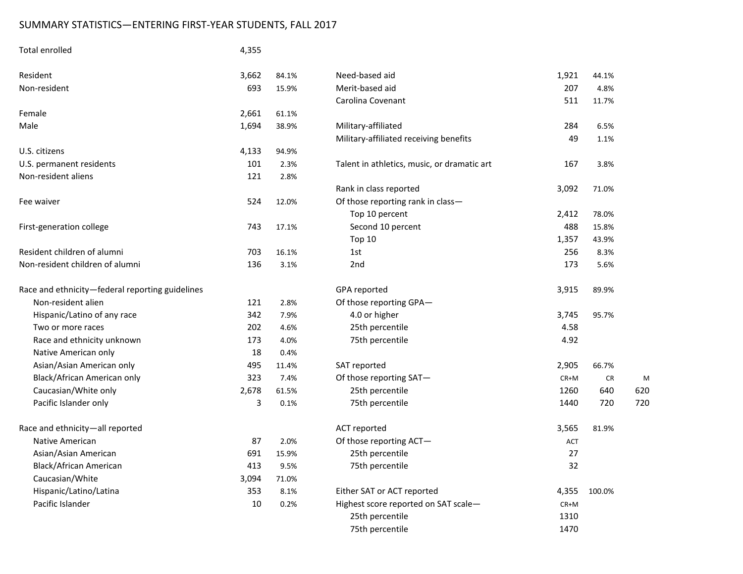# SUMMARY STATISTICS—ENTERING FIRST-YEAR STUDENTS, FALL 2017

| | | |
|---|---|---|
| Total enrolled | 4,355 | |
| | | |
| Resident | 3,662 | 84.1% |
| Non-resident | 693 | 15.9% |
| | | |
| Female | 2,661 | 61.1% |
| Male | 1,694 | 38.9% |
| | | |
| U.S. citizens | 4,133 | 94.9% |
| U.S. permanent residents | 101 | 2.3% |
| Non-resident aliens | 121 | 2.8% |
| | | |
| Fee waiver | 524 | 12.0% |
| | | |
| First-generation college | 743 | 17.1% |
| | | |
| Resident children of alumni | 703 | 16.1% |
| Non-resident children of alumni | 136 | 3.1% |
| | | |
| Race and ethnicity—federal reporting guidelines | | |
| Non-resident alien | 121 | 2.8% |
| Hispanic/Latino of any race | 342 | 7.9% |
| Two or more races | 202 | 4.6% |
| Race and ethnicity unknown | 173 | 4.0% |
| Native American only | 18 | 0.4% |
| Asian/Asian American only | 495 | 11.4% |
| Black/African American only | 323 | 7.4% |
| Caucasian/White only | 2,678 | 61.5% |
| Pacific Islander only | 3 | 0.1% |
| | | |
| Race and ethnicity—all reported | | |
| Native American | 87 | 2.0% |
| Asian/Asian American | 691 | 15.9% |
| Black/African American | 413 | 9.5% |
| Caucasian/White | 3,094 | 71.0% |
| Hispanic/Latino/Latina | 353 | 8.1% |
| Pacific Islander | 10 | 0.2% |

| | | | |
|---|---|---|---|
| Need-based aid | 1,921 | 44.1% | |
| Merit-based aid | 207 | 4.8% | |
| Carolina Covenant | 511 | 11.7% | |
| | | | |
| Military-affiliated | 284 | 6.5% | |
| Military-affiliated receiving benefits | 49 | 1.1% | |
| | | | |
| Talent in athletics, music, or dramatic art | 167 | 3.8% | |
| | | | |
| Rank in class reported | 3,092 | 71.0% | |
| Of those reporting rank in class— | | | |
| Top 10 percent | 2,412 | 78.0% | |
| Second 10 percent | 488 | 15.8% | |
| Top 10 | 1,357 | 43.9% | |
| 1st | 256 | 8.3% | |
| 2nd | 173 | 5.6% | |
| | | | |
| GPA reported | 3,915 | 89.9% | |
| Of those reporting GPA— | | | |
| 4.0 or higher | 3,745 | 95.7% | |
| 25th percentile | 4.58 | | |
| 75th percentile | 4.92 | | |
| | | | |
| SAT reported | 2,905 | 66.7% | |
| Of those reporting SAT— | CR+M | CR | M |
| 25th percentile | 1260 | 640 | 620 |
| 75th percentile | 1440 | 720 | 720 |
| | | | |
| ACT reported | 3,565 | 81.9% | |
| Of those reporting ACT— | ACT | | |
| 25th percentile | 27 | | |
| 75th percentile | 32 | | |
| | | | |
| Either SAT or ACT reported | 4,355 | 100.0% | |
| Highest score reported on SAT scale— | CR+M | | |
| 25th percentile | 1310 | | |
| 75th percentile | 1470 | | |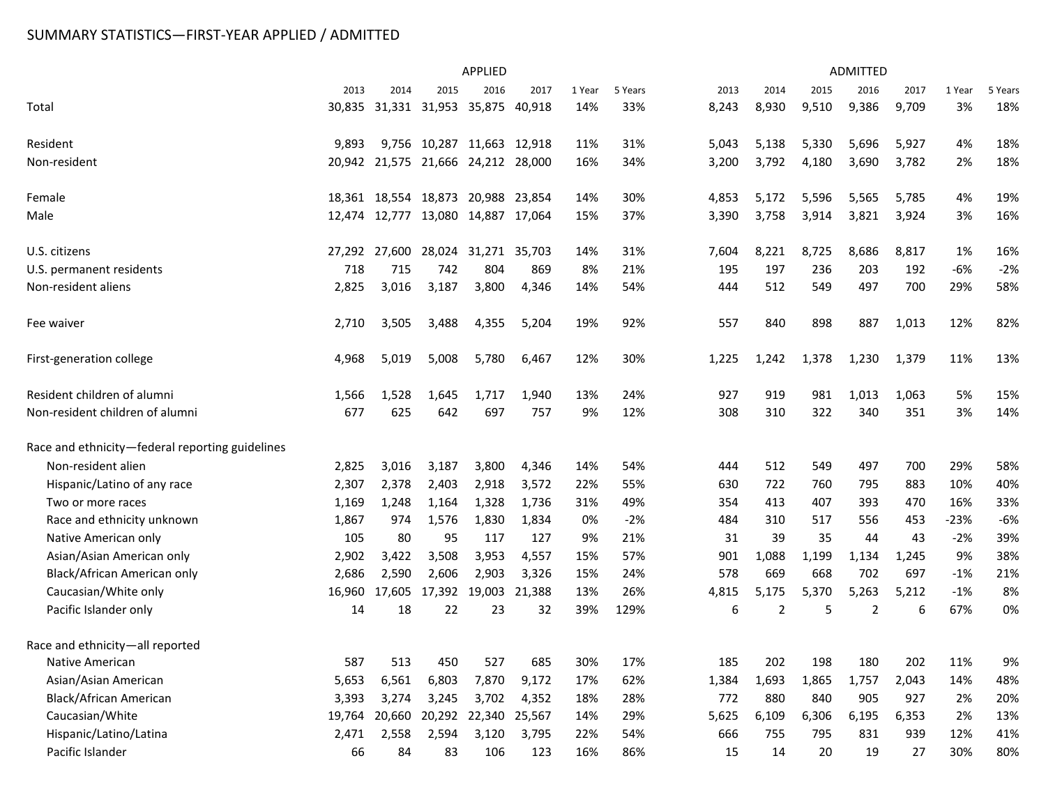SUMMARY STATISTICS—FIRST-YEAR APPLIED / ADMITTED

| | APPLIED | | | | | | | ADMITTED | | | | | | |
|---|---|---|---|---|---|---|---|---|---|---|---|---|---|---|
| | 2013 | 2014 | 2015 | 2016 | 2017 | 1 Year | 5 Years | 2013 | 2014 | 2015 | 2016 | 2017 | 1 Year | 5 Years |
| Total | 30,835 | 31,331 | 31,953 | 35,875 | 40,918 | 14% | 33% | 8,243 | 8,930 | 9,510 | 9,386 | 9,709 | 3% | 18% |
| Resident | 9,893 | 9,756 | 10,287 | 11,663 | 12,918 | 11% | 31% | 5,043 | 5,138 | 5,330 | 5,696 | 5,927 | 4% | 18% |
| Non-resident | 20,942 | 21,575 | 21,666 | 24,212 | 28,000 | 16% | 34% | 3,200 | 3,792 | 4,180 | 3,690 | 3,782 | 2% | 18% |
| Female | 18,361 | 18,554 | 18,873 | 20,988 | 23,854 | 14% | 30% | 4,853 | 5,172 | 5,596 | 5,565 | 5,785 | 4% | 19% |
| Male | 12,474 | 12,777 | 13,080 | 14,887 | 17,064 | 15% | 37% | 3,390 | 3,758 | 3,914 | 3,821 | 3,924 | 3% | 16% |
| U.S. citizens | 27,292 | 27,600 | 28,024 | 31,271 | 35,703 | 14% | 31% | 7,604 | 8,221 | 8,725 | 8,686 | 8,817 | 1% | 16% |
| U.S. permanent residents | 718 | 715 | 742 | 804 | 869 | 8% | 21% | 195 | 197 | 236 | 203 | 192 | -6% | -2% |
| Non-resident aliens | 2,825 | 3,016 | 3,187 | 3,800 | 4,346 | 14% | 54% | 444 | 512 | 549 | 497 | 700 | 29% | 58% |
| Fee waiver | 2,710 | 3,505 | 3,488 | 4,355 | 5,204 | 19% | 92% | 557 | 840 | 898 | 887 | 1,013 | 12% | 82% |
| First-generation college | 4,968 | 5,019 | 5,008 | 5,780 | 6,467 | 12% | 30% | 1,225 | 1,242 | 1,378 | 1,230 | 1,379 | 11% | 13% |
| Resident children of alumni | 1,566 | 1,528 | 1,645 | 1,717 | 1,940 | 13% | 24% | 927 | 919 | 981 | 1,013 | 1,063 | 5% | 15% |
| Non-resident children of alumni | 677 | 625 | 642 | 697 | 757 | 9% | 12% | 308 | 310 | 322 | 340 | 351 | 3% | 14% |
| Race and ethnicity—federal reporting guidelines | | | | | | | | | | | | | | |
| Non-resident alien | 2,825 | 3,016 | 3,187 | 3,800 | 4,346 | 14% | 54% | 444 | 512 | 549 | 497 | 700 | 29% | 58% |
| Hispanic/Latino of any race | 2,307 | 2,378 | 2,403 | 2,918 | 3,572 | 22% | 55% | 630 | 722 | 760 | 795 | 883 | 10% | 40% |
| Two or more races | 1,169 | 1,248 | 1,164 | 1,328 | 1,736 | 31% | 49% | 354 | 413 | 407 | 393 | 470 | 16% | 33% |
| Race and ethnicity unknown | 1,867 | 974 | 1,576 | 1,830 | 1,834 | 0% | -2% | 484 | 310 | 517 | 556 | 453 | -23% | -6% |
| Native American only | 105 | 80 | 95 | 117 | 127 | 9% | 21% | 31 | 39 | 35 | 44 | 43 | -2% | 39% |
| Asian/Asian American only | 2,902 | 3,422 | 3,508 | 3,953 | 4,557 | 15% | 57% | 901 | 1,088 | 1,199 | 1,134 | 1,245 | 9% | 38% |
| Black/African American only | 2,686 | 2,590 | 2,606 | 2,903 | 3,326 | 15% | 24% | 578 | 669 | 668 | 702 | 697 | -1% | 21% |
| Caucasian/White only | 16,960 | 17,605 | 17,392 | 19,003 | 21,388 | 13% | 26% | 4,815 | 5,175 | 5,370 | 5,263 | 5,212 | -1% | 8% |
| Pacific Islander only | 14 | 18 | 22 | 23 | 32 | 39% | 129% | 6 | 2 | 5 | 2 | 6 | 67% | 0% |
| Race and ethnicity—all reported | | | | | | | | | | | | | | |
| Native American | 587 | 513 | 450 | 527 | 685 | 30% | 17% | 185 | 202 | 198 | 180 | 202 | 11% | 9% |
| Asian/Asian American | 5,653 | 6,561 | 6,803 | 7,870 | 9,172 | 17% | 62% | 1,384 | 1,693 | 1,865 | 1,757 | 2,043 | 14% | 48% |
| Black/African American | 3,393 | 3,274 | 3,245 | 3,702 | 4,352 | 18% | 28% | 772 | 880 | 840 | 905 | 927 | 2% | 20% |
| Caucasian/White | 19,764 | 20,660 | 20,292 | 22,340 | 25,567 | 14% | 29% | 5,625 | 6,109 | 6,306 | 6,195 | 6,353 | 2% | 13% |
| Hispanic/Latino/Latina | 2,471 | 2,558 | 2,594 | 3,120 | 3,795 | 22% | 54% | 666 | 755 | 795 | 831 | 939 | 12% | 41% |
| Pacific Islander | 66 | 84 | 83 | 106 | 123 | 16% | 86% | 15 | 14 | 20 | 19 | 27 | 30% | 80% |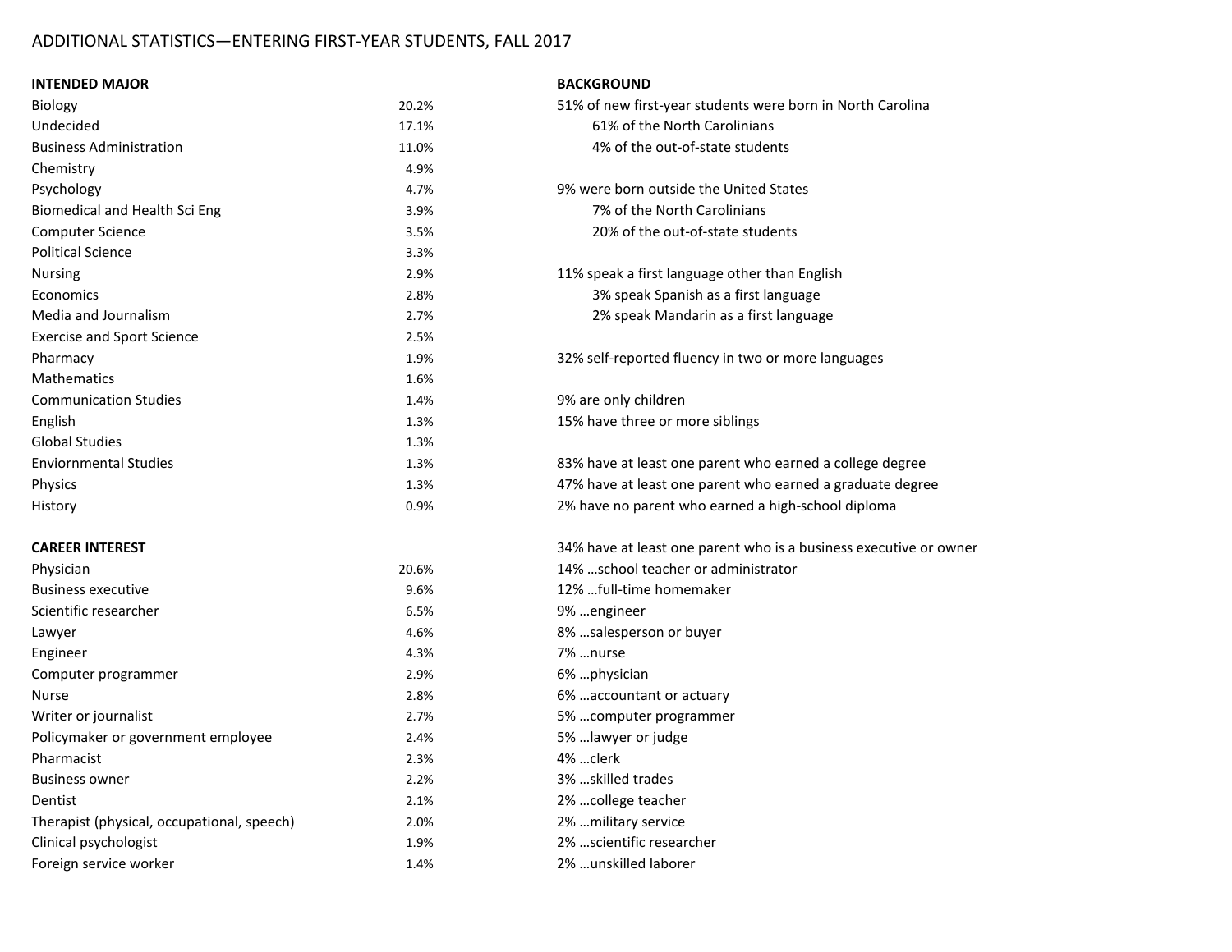# ADDITIONAL STATISTICS—ENTERING FIRST-YEAR STUDENTS, FALL 2017

**INTENDED MAJOR**

| Major | Percent |
|---|---|
| Biology | 20.2% |
| Undecided | 17.1% |
| Business Administration | 11.0% |
| Chemistry | 4.9% |
| Psychology | 4.7% |
| Biomedical and Health Sci Eng | 3.9% |
| Computer Science | 3.5% |
| Political Science | 3.3% |
| Nursing | 2.9% |
| Economics | 2.8% |
| Media and Journalism | 2.7% |
| Exercise and Sport Science | 2.5% |
| Pharmacy | 1.9% |
| Mathematics | 1.6% |
| Communication Studies | 1.4% |
| English | 1.3% |
| Global Studies | 1.3% |
| Enviornmental Studies | 1.3% |
| Physics | 1.3% |
| History | 0.9% |

**CAREER INTEREST**

| Career | Percent |
|---|---|
| Physician | 20.6% |
| Business executive | 9.6% |
| Scientific researcher | 6.5% |
| Lawyer | 4.6% |
| Engineer | 4.3% |
| Computer programmer | 2.9% |
| Nurse | 2.8% |
| Writer or journalist | 2.7% |
| Policymaker or government employee | 2.4% |
| Pharmacist | 2.3% |
| Business owner | 2.2% |
| Dentist | 2.1% |
| Therapist (physical, occupational, speech) | 2.0% |
| Clinical psychologist | 1.9% |
| Foreign service worker | 1.4% |

**BACKGROUND**

51% of new first-year students were born in North Carolina
- 61% of the North Carolinians
- 4% of the out-of-state students

9% were born outside the United States
- 7% of the North Carolinians
- 20% of the out-of-state students

11% speak a first language other than English
- 3% speak Spanish as a first language
- 2% speak Mandarin as a first language

32% self-reported fluency in two or more languages

9% are only children
15% have three or more siblings

83% have at least one parent who earned a college degree
47% have at least one parent who earned a graduate degree
2% have no parent who earned a high-school diploma

34% have at least one parent who is a business executive or owner
14% …school teacher or administrator
12% …full-time homemaker
9% …engineer
8% …salesperson or buyer
7% …nurse
6% …physician
6% …accountant or actuary
5% …computer programmer
5% …lawyer or judge
4% …clerk
3% …skilled trades
2% …college teacher
2% …military service
2% …scientific researcher
2% …unskilled laborer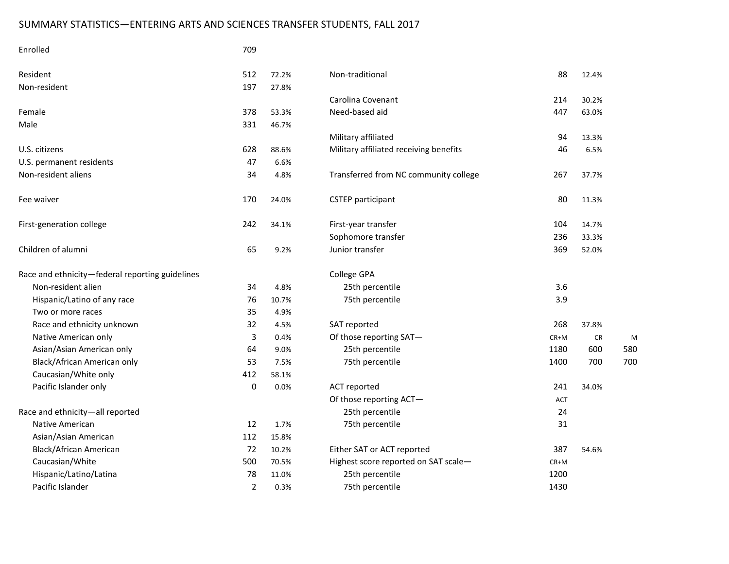# SUMMARY STATISTICS—ENTERING ARTS AND SCIENCES TRANSFER STUDENTS, FALL 2017

| | | |
|---|---|---|
| Enrolled | 709 | |
| Resident | 512 | 72.2% |
| Non-resident | 197 | 27.8% |
| Female | 378 | 53.3% |
| Male | 331 | 46.7% |
| U.S. citizens | 628 | 88.6% |
| U.S. permanent residents | 47 | 6.6% |
| Non-resident aliens | 34 | 4.8% |
| Fee waiver | 170 | 24.0% |
| First-generation college | 242 | 34.1% |
| Children of alumni | 65 | 9.2% |
| **Race and ethnicity—federal reporting guidelines** | | |
| Non-resident alien | 34 | 4.8% |
| Hispanic/Latino of any race | 76 | 10.7% |
| Two or more races | 35 | 4.9% |
| Race and ethnicity unknown | 32 | 4.5% |
| Native American only | 3 | 0.4% |
| Asian/Asian American only | 64 | 9.0% |
| Black/African American only | 53 | 7.5% |
| Caucasian/White only | 412 | 58.1% |
| Pacific Islander only | 0 | 0.0% |
| **Race and ethnicity—all reported** | | |
| Native American | 12 | 1.7% |
| Asian/Asian American | 112 | 15.8% |
| Black/African American | 72 | 10.2% |
| Caucasian/White | 500 | 70.5% |
| Hispanic/Latino/Latina | 78 | 11.0% |
| Pacific Islander | 2 | 0.3% |

| | | | |
|---|---|---|---|
| Non-traditional | 88 | 12.4% | |
| Carolina Covenant | 214 | 30.2% | |
| Need-based aid | 447 | 63.0% | |
| Military affiliated | 94 | 13.3% | |
| Military affiliated receiving benefits | 46 | 6.5% | |
| Transferred from NC community college | 267 | 37.7% | |
| CSTEP participant | 80 | 11.3% | |
| First-year transfer | 104 | 14.7% | |
| Sophomore transfer | 236 | 33.3% | |
| Junior transfer | 369 | 52.0% | |
| **College GPA** | | | |
| 25th percentile | 3.6 | | |
| 75th percentile | 3.9 | | |
| SAT reported | 268 | 37.8% | |
| Of those reporting SAT— | CR+M | CR | M |
| 25th percentile | 1180 | 600 | 580 |
| 75th percentile | 1400 | 700 | 700 |
| ACT reported | 241 | 34.0% | |
| Of those reporting ACT— | ACT | | |
| 25th percentile | 24 | | |
| 75th percentile | 31 | | |
| Either SAT or ACT reported | 387 | 54.6% | |
| Highest score reported on SAT scale— | CR+M | | |
| 25th percentile | 1200 | | |
| 75th percentile | 1430 | | |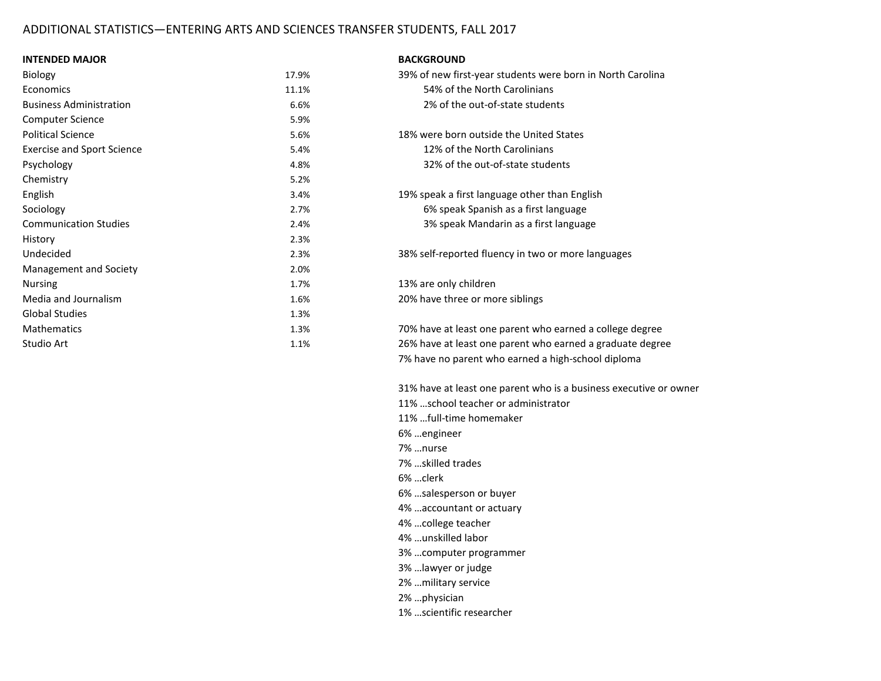# ADDITIONAL STATISTICS—ENTERING ARTS AND SCIENCES TRANSFER STUDENTS, FALL 2017

**INTENDED MAJOR**

| Major | % |
|---|---|
| Biology | 17.9% |
| Economics | 11.1% |
| Business Administration | 6.6% |
| Computer Science | 5.9% |
| Political Science | 5.6% |
| Exercise and Sport Science | 5.4% |
| Psychology | 4.8% |
| Chemistry | 5.2% |
| English | 3.4% |
| Sociology | 2.7% |
| Communication Studies | 2.4% |
| History | 2.3% |
| Undecided | 2.3% |
| Management and Society | 2.0% |
| Nursing | 1.7% |
| Media and Journalism | 1.6% |
| Global Studies | 1.3% |
| Mathematics | 1.3% |
| Studio Art | 1.1% |

**BACKGROUND**

39% of new first-year students were born in North Carolina
- 54% of the North Carolinians
- 2% of the out-of-state students

18% were born outside the United States
- 12% of the North Carolinians
- 32% of the out-of-state students

19% speak a first language other than English
- 6% speak Spanish as a first language
- 3% speak Mandarin as a first language

38% self-reported fluency in two or more languages

13% are only children
20% have three or more siblings

70% have at least one parent who earned a college degree
26% have at least one parent who earned a graduate degree
7% have no parent who earned a high-school diploma

31% have at least one parent who is a business executive or owner
11% …school teacher or administrator
11% …full-time homemaker
6% …engineer
7% …nurse
7% …skilled trades
6% …clerk
6% …salesperson or buyer
4% …accountant or actuary
4% …college teacher
4% …unskilled labor
3% …computer programmer
3% …lawyer or judge
2% …military service
2% …physician
1% …scientific researcher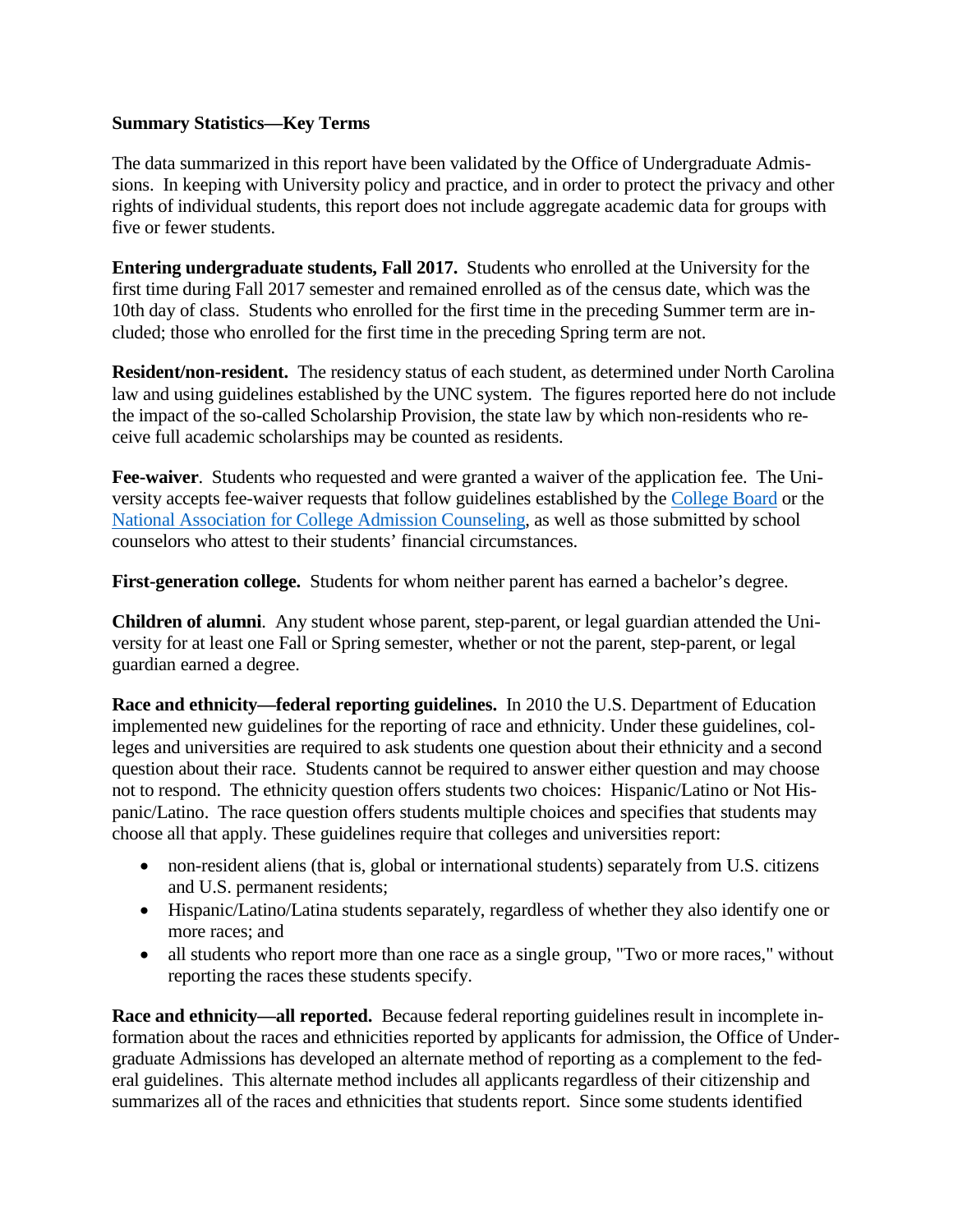**Summary Statistics—Key Terms**

The data summarized in this report have been validated by the Office of Undergraduate Admissions. In keeping with University policy and practice, and in order to protect the privacy and other rights of individual students, this report does not include aggregate academic data for groups with five or fewer students.

**Entering undergraduate students, Fall 2017.** Students who enrolled at the University for the first time during Fall 2017 semester and remained enrolled as of the census date, which was the 10th day of class. Students who enrolled for the first time in the preceding Summer term are included; those who enrolled for the first time in the preceding Spring term are not.

**Resident/non-resident.** The residency status of each student, as determined under North Carolina law and using guidelines established by the UNC system. The figures reported here do not include the impact of the so-called Scholarship Provision, the state law by which non-residents who receive full academic scholarships may be counted as residents.

**Fee-waiver**. Students who requested and were granted a waiver of the application fee. The University accepts fee-waiver requests that follow guidelines established by the College Board or the National Association for College Admission Counseling, as well as those submitted by school counselors who attest to their students' financial circumstances.

**First-generation college.** Students for whom neither parent has earned a bachelor's degree.

**Children of alumni**. Any student whose parent, step-parent, or legal guardian attended the University for at least one Fall or Spring semester, whether or not the parent, step-parent, or legal guardian earned a degree.

**Race and ethnicity—federal reporting guidelines.** In 2010 the U.S. Department of Education implemented new guidelines for the reporting of race and ethnicity. Under these guidelines, colleges and universities are required to ask students one question about their ethnicity and a second question about their race. Students cannot be required to answer either question and may choose not to respond. The ethnicity question offers students two choices: Hispanic/Latino or Not Hispanic/Latino. The race question offers students multiple choices and specifies that students may choose all that apply. These guidelines require that colleges and universities report:

- non-resident aliens (that is, global or international students) separately from U.S. citizens and U.S. permanent residents;
- Hispanic/Latino/Latina students separately, regardless of whether they also identify one or more races; and
- all students who report more than one race as a single group, "Two or more races," without reporting the races these students specify.

**Race and ethnicity—all reported.** Because federal reporting guidelines result in incomplete information about the races and ethnicities reported by applicants for admission, the Office of Undergraduate Admissions has developed an alternate method of reporting as a complement to the federal guidelines. This alternate method includes all applicants regardless of their citizenship and summarizes all of the races and ethnicities that students report. Since some students identified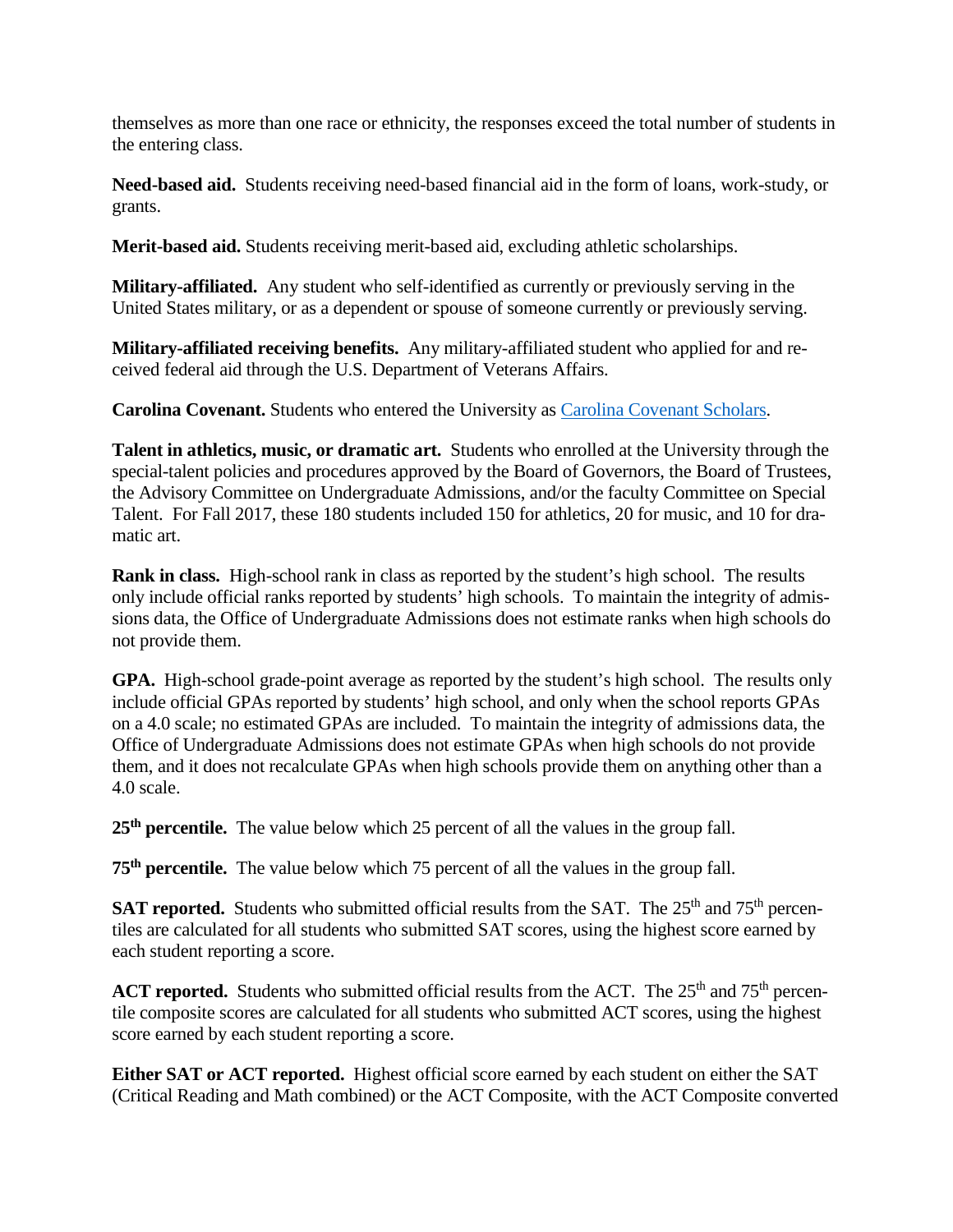themselves as more than one race or ethnicity, the responses exceed the total number of students in the entering class.

**Need-based aid.** Students receiving need-based financial aid in the form of loans, work-study, or grants.

**Merit-based aid.** Students receiving merit-based aid, excluding athletic scholarships.

**Military-affiliated.** Any student who self-identified as currently or previously serving in the United States military, or as a dependent or spouse of someone currently or previously serving.

**Military-affiliated receiving benefits.** Any military-affiliated student who applied for and received federal aid through the U.S. Department of Veterans Affairs.

**Carolina Covenant.** Students who entered the University as Carolina Covenant Scholars.

**Talent in athletics, music, or dramatic art.** Students who enrolled at the University through the special-talent policies and procedures approved by the Board of Governors, the Board of Trustees, the Advisory Committee on Undergraduate Admissions, and/or the faculty Committee on Special Talent. For Fall 2017, these 180 students included 150 for athletics, 20 for music, and 10 for dramatic art.

**Rank in class.** High-school rank in class as reported by the student's high school. The results only include official ranks reported by students' high schools. To maintain the integrity of admissions data, the Office of Undergraduate Admissions does not estimate ranks when high schools do not provide them.

**GPA.** High-school grade-point average as reported by the student's high school. The results only include official GPAs reported by students' high school, and only when the school reports GPAs on a 4.0 scale; no estimated GPAs are included. To maintain the integrity of admissions data, the Office of Undergraduate Admissions does not estimate GPAs when high schools do not provide them, and it does not recalculate GPAs when high schools provide them on anything other than a 4.0 scale.

**25th percentile.** The value below which 25 percent of all the values in the group fall.

**75th percentile.** The value below which 75 percent of all the values in the group fall.

**SAT reported.** Students who submitted official results from the SAT. The 25th and 75th percentiles are calculated for all students who submitted SAT scores, using the highest score earned by each student reporting a score.

**ACT reported.** Students who submitted official results from the ACT. The 25th and 75th percentile composite scores are calculated for all students who submitted ACT scores, using the highest score earned by each student reporting a score.

**Either SAT or ACT reported.** Highest official score earned by each student on either the SAT (Critical Reading and Math combined) or the ACT Composite, with the ACT Composite converted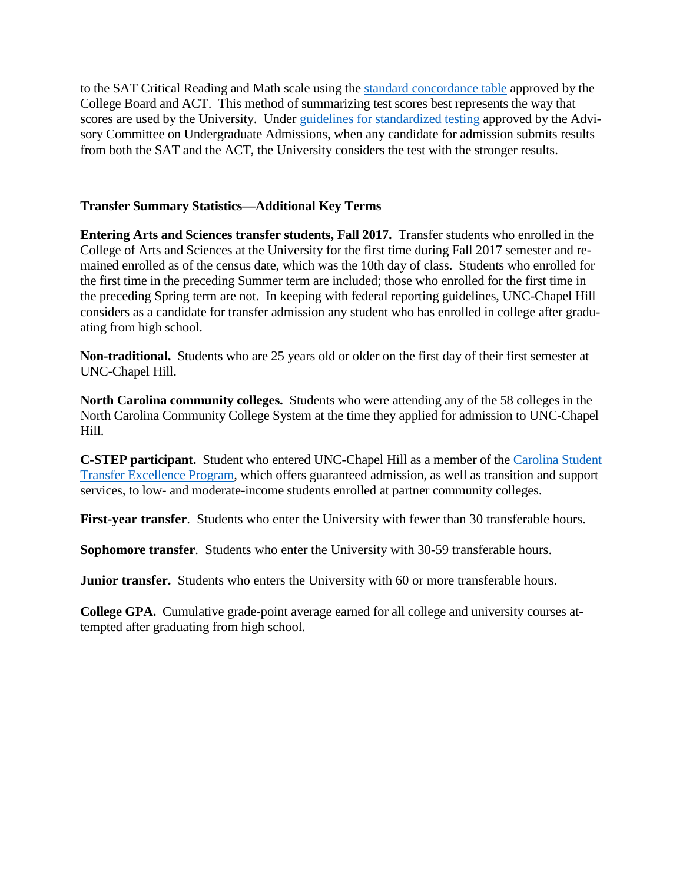to the SAT Critical Reading and Math scale using the standard concordance table approved by the College Board and ACT. This method of summarizing test scores best represents the way that scores are used by the University. Under guidelines for standardized testing approved by the Advisory Committee on Undergraduate Admissions, when any candidate for admission submits results from both the SAT and the ACT, the University considers the test with the stronger results.

### Transfer Summary Statistics—Additional Key Terms

**Entering Arts and Sciences transfer students, Fall 2017.** Transfer students who enrolled in the College of Arts and Sciences at the University for the first time during Fall 2017 semester and remained enrolled as of the census date, which was the 10th day of class. Students who enrolled for the first time in the preceding Summer term are included; those who enrolled for the first time in the preceding Spring term are not. In keeping with federal reporting guidelines, UNC-Chapel Hill considers as a candidate for transfer admission any student who has enrolled in college after graduating from high school.

**Non-traditional.** Students who are 25 years old or older on the first day of their first semester at UNC-Chapel Hill.

**North Carolina community colleges.** Students who were attending any of the 58 colleges in the North Carolina Community College System at the time they applied for admission to UNC-Chapel Hill.

**C-STEP participant.** Student who entered UNC-Chapel Hill as a member of the Carolina Student Transfer Excellence Program, which offers guaranteed admission, as well as transition and support services, to low- and moderate-income students enrolled at partner community colleges.

**First-year transfer**. Students who enter the University with fewer than 30 transferable hours.

**Sophomore transfer**. Students who enter the University with 30-59 transferable hours.

**Junior transfer.** Students who enters the University with 60 or more transferable hours.

**College GPA.** Cumulative grade-point average earned for all college and university courses attempted after graduating from high school.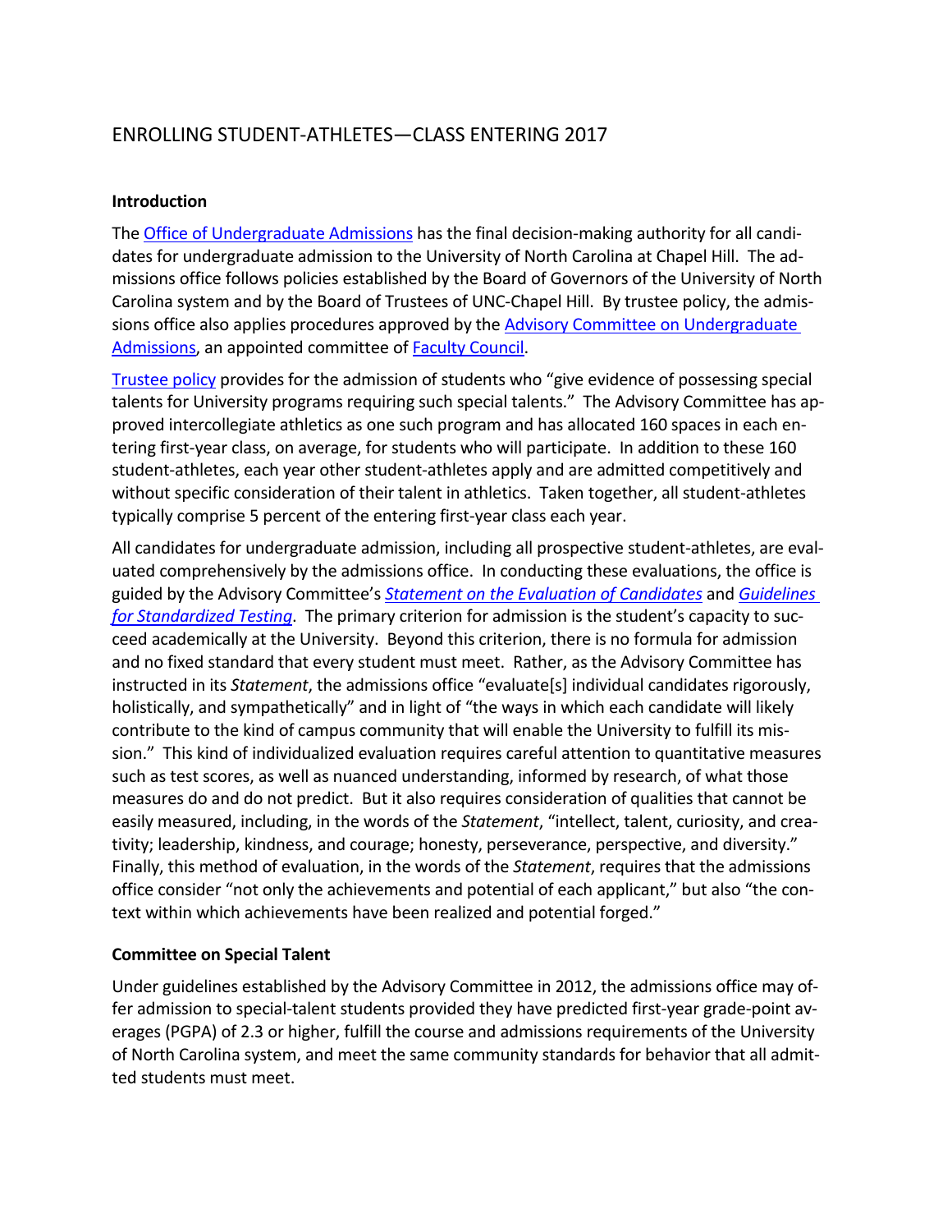# ENROLLING STUDENT-ATHLETES—CLASS ENTERING 2017

## Introduction

The Office of Undergraduate Admissions has the final decision-making authority for all candidates for undergraduate admission to the University of North Carolina at Chapel Hill. The admissions office follows policies established by the Board of Governors of the University of North Carolina system and by the Board of Trustees of UNC-Chapel Hill. By trustee policy, the admissions office also applies procedures approved by the Advisory Committee on Undergraduate Admissions, an appointed committee of Faculty Council.

Trustee policy provides for the admission of students who "give evidence of possessing special talents for University programs requiring such special talents." The Advisory Committee has approved intercollegiate athletics as one such program and has allocated 160 spaces in each entering first-year class, on average, for students who will participate. In addition to these 160 student-athletes, each year other student-athletes apply and are admitted competitively and without specific consideration of their talent in athletics. Taken together, all student-athletes typically comprise 5 percent of the entering first-year class each year.

All candidates for undergraduate admission, including all prospective student-athletes, are evaluated comprehensively by the admissions office. In conducting these evaluations, the office is guided by the Advisory Committee's *Statement on the Evaluation of Candidates* and *Guidelines for Standardized Testing*. The primary criterion for admission is the student's capacity to succeed academically at the University. Beyond this criterion, there is no formula for admission and no fixed standard that every student must meet. Rather, as the Advisory Committee has instructed in its *Statement*, the admissions office "evaluate[s] individual candidates rigorously, holistically, and sympathetically" and in light of "the ways in which each candidate will likely contribute to the kind of campus community that will enable the University to fulfill its mission." This kind of individualized evaluation requires careful attention to quantitative measures such as test scores, as well as nuanced understanding, informed by research, of what those measures do and do not predict. But it also requires consideration of qualities that cannot be easily measured, including, in the words of the *Statement*, "intellect, talent, curiosity, and creativity; leadership, kindness, and courage; honesty, perseverance, perspective, and diversity." Finally, this method of evaluation, in the words of the *Statement*, requires that the admissions office consider "not only the achievements and potential of each applicant," but also "the context within which achievements have been realized and potential forged."

## Committee on Special Talent

Under guidelines established by the Advisory Committee in 2012, the admissions office may offer admission to special-talent students provided they have predicted first-year grade-point averages (PGPA) of 2.3 or higher, fulfill the course and admissions requirements of the University of North Carolina system, and meet the same community standards for behavior that all admitted students must meet.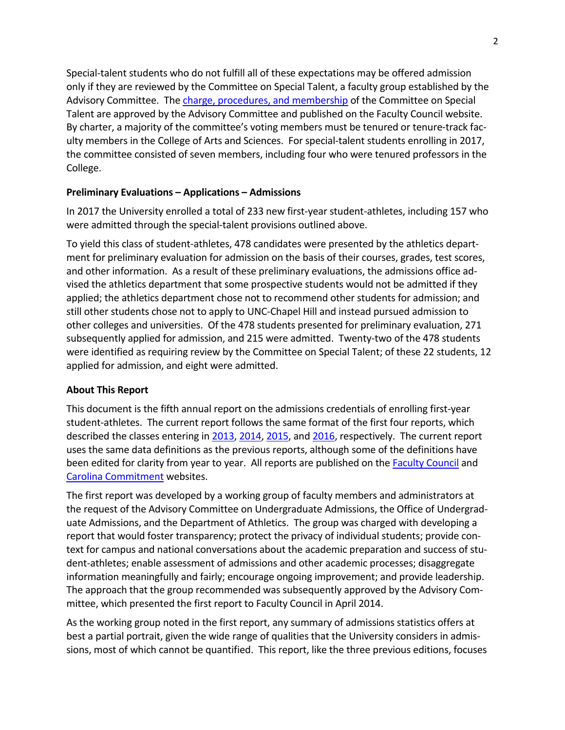Special-talent students who do not fulfill all of these expectations may be offered admission only if they are reviewed by the Committee on Special Talent, a faculty group established by the Advisory Committee. The charge, procedures, and membership of the Committee on Special Talent are approved by the Advisory Committee and published on the Faculty Council website. By charter, a majority of the committee's voting members must be tenured or tenure-track faculty members in the College of Arts and Sciences. For special-talent students enrolling in 2017, the committee consisted of seven members, including four who were tenured professors in the College.

**Preliminary Evaluations – Applications – Admissions**

In 2017 the University enrolled a total of 233 new first-year student-athletes, including 157 who were admitted through the special-talent provisions outlined above.

To yield this class of student-athletes, 478 candidates were presented by the athletics department for preliminary evaluation for admission on the basis of their courses, grades, test scores, and other information. As a result of these preliminary evaluations, the admissions office advised the athletics department that some prospective students would not be admitted if they applied; the athletics department chose not to recommend other students for admission; and still other students chose not to apply to UNC-Chapel Hill and instead pursued admission to other colleges and universities. Of the 478 students presented for preliminary evaluation, 271 subsequently applied for admission, and 215 were admitted. Twenty-two of the 478 students were identified as requiring review by the Committee on Special Talent; of these 22 students, 12 applied for admission, and eight were admitted.

**About This Report**

This document is the fifth annual report on the admissions credentials of enrolling first-year student-athletes. The current report follows the same format of the first four reports, which described the classes entering in 2013, 2014, 2015, and 2016, respectively. The current report uses the same data definitions as the previous reports, although some of the definitions have been edited for clarity from year to year. All reports are published on the Faculty Council and Carolina Commitment websites.

The first report was developed by a working group of faculty members and administrators at the request of the Advisory Committee on Undergraduate Admissions, the Office of Undergraduate Admissions, and the Department of Athletics. The group was charged with developing a report that would foster transparency; protect the privacy of individual students; provide context for campus and national conversations about the academic preparation and success of student-athletes; enable assessment of admissions and other academic processes; disaggregate information meaningfully and fairly; encourage ongoing improvement; and provide leadership. The approach that the group recommended was subsequently approved by the Advisory Committee, which presented the first report to Faculty Council in April 2014.

As the working group noted in the first report, any summary of admissions statistics offers at best a partial portrait, given the wide range of qualities that the University considers in admissions, most of which cannot be quantified. This report, like the three previous editions, focuses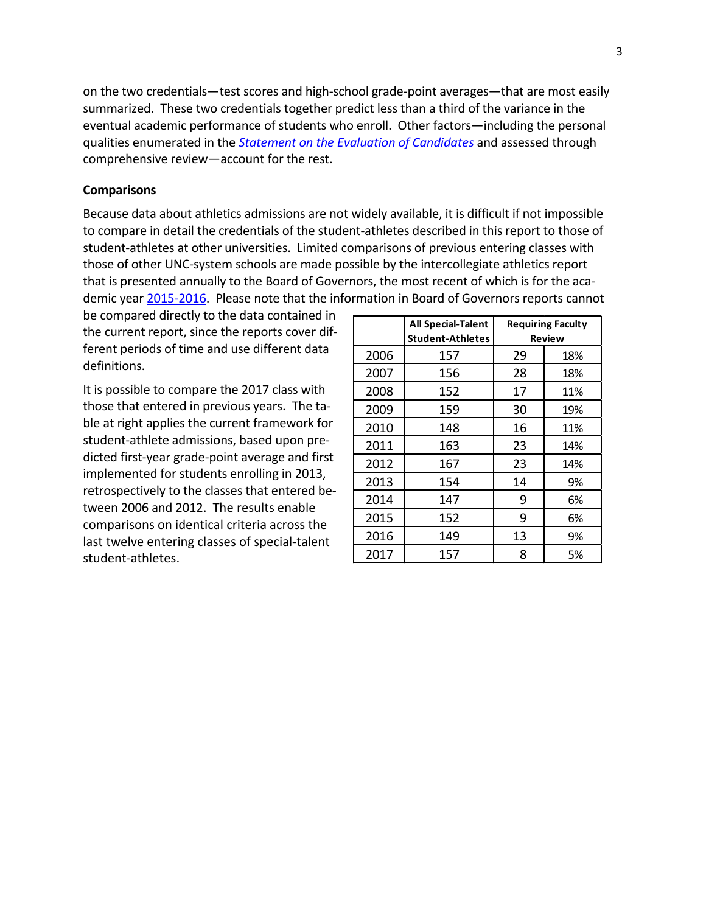on the two credentials—test scores and high-school grade-point averages—that are most easily summarized. These two credentials together predict less than a third of the variance in the eventual academic performance of students who enroll. Other factors—including the personal qualities enumerated in the *Statement on the Evaluation of Candidates* and assessed through comprehensive review—account for the rest.

**Comparisons**

Because data about athletics admissions are not widely available, it is difficult if not impossible to compare in detail the credentials of the student-athletes described in this report to those of student-athletes at other universities. Limited comparisons of previous entering classes with those of other UNC-system schools are made possible by the intercollegiate athletics report that is presented annually to the Board of Governors, the most recent of which is for the academic year 2015-2016. Please note that the information in Board of Governors reports cannot be compared directly to the data contained in the current report, since the reports cover different periods of time and use different data definitions.

It is possible to compare the 2017 class with those that entered in previous years. The table at right applies the current framework for student-athlete admissions, based upon predicted first-year grade-point average and first implemented for students enrolling in 2013, retrospectively to the classes that entered between 2006 and 2012. The results enable comparisons on identical criteria across the last twelve entering classes of special-talent student-athletes.

| | All Special-Talent Student-Athletes | Requiring Faculty Review | |
|---|---|---|---|
| 2006 | 157 | 29 | 18% |
| 2007 | 156 | 28 | 18% |
| 2008 | 152 | 17 | 11% |
| 2009 | 159 | 30 | 19% |
| 2010 | 148 | 16 | 11% |
| 2011 | 163 | 23 | 14% |
| 2012 | 167 | 23 | 14% |
| 2013 | 154 | 14 | 9% |
| 2014 | 147 | 9 | 6% |
| 2015 | 152 | 9 | 6% |
| 2016 | 149 | 13 | 9% |
| 2017 | 157 | 8 | 5% |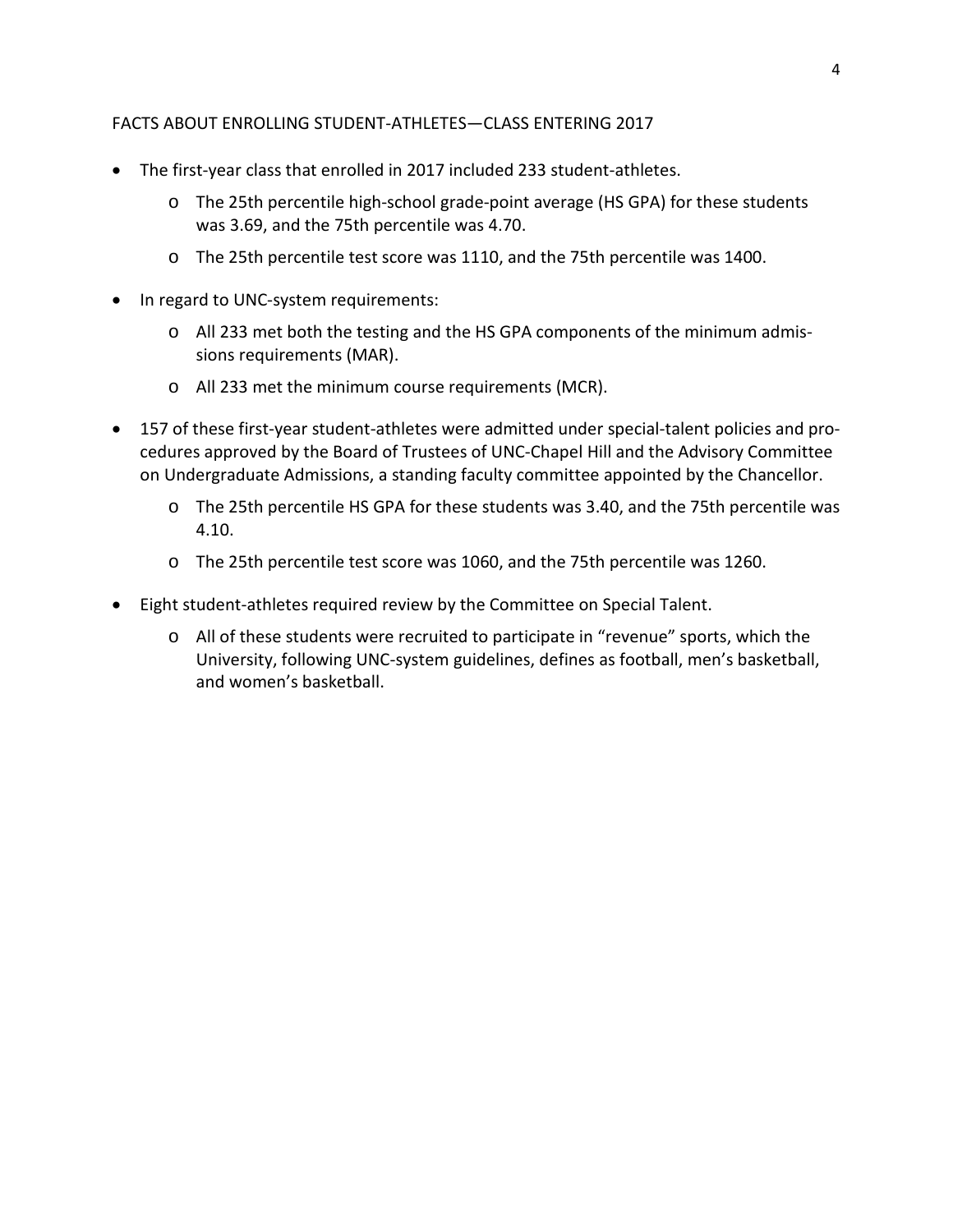## FACTS ABOUT ENROLLING STUDENT-ATHLETES—CLASS ENTERING 2017

- The first-year class that enrolled in 2017 included 233 student-athletes.
  - The 25th percentile high-school grade-point average (HS GPA) for these students was 3.69, and the 75th percentile was 4.70.
  - The 25th percentile test score was 1110, and the 75th percentile was 1400.
- In regard to UNC-system requirements:
  - All 233 met both the testing and the HS GPA components of the minimum admissions requirements (MAR).
  - All 233 met the minimum course requirements (MCR).
- 157 of these first-year student-athletes were admitted under special-talent policies and procedures approved by the Board of Trustees of UNC-Chapel Hill and the Advisory Committee on Undergraduate Admissions, a standing faculty committee appointed by the Chancellor.
  - The 25th percentile HS GPA for these students was 3.40, and the 75th percentile was 4.10.
  - The 25th percentile test score was 1060, and the 75th percentile was 1260.
- Eight student-athletes required review by the Committee on Special Talent.
  - All of these students were recruited to participate in "revenue" sports, which the University, following UNC-system guidelines, defines as football, men's basketball, and women's basketball.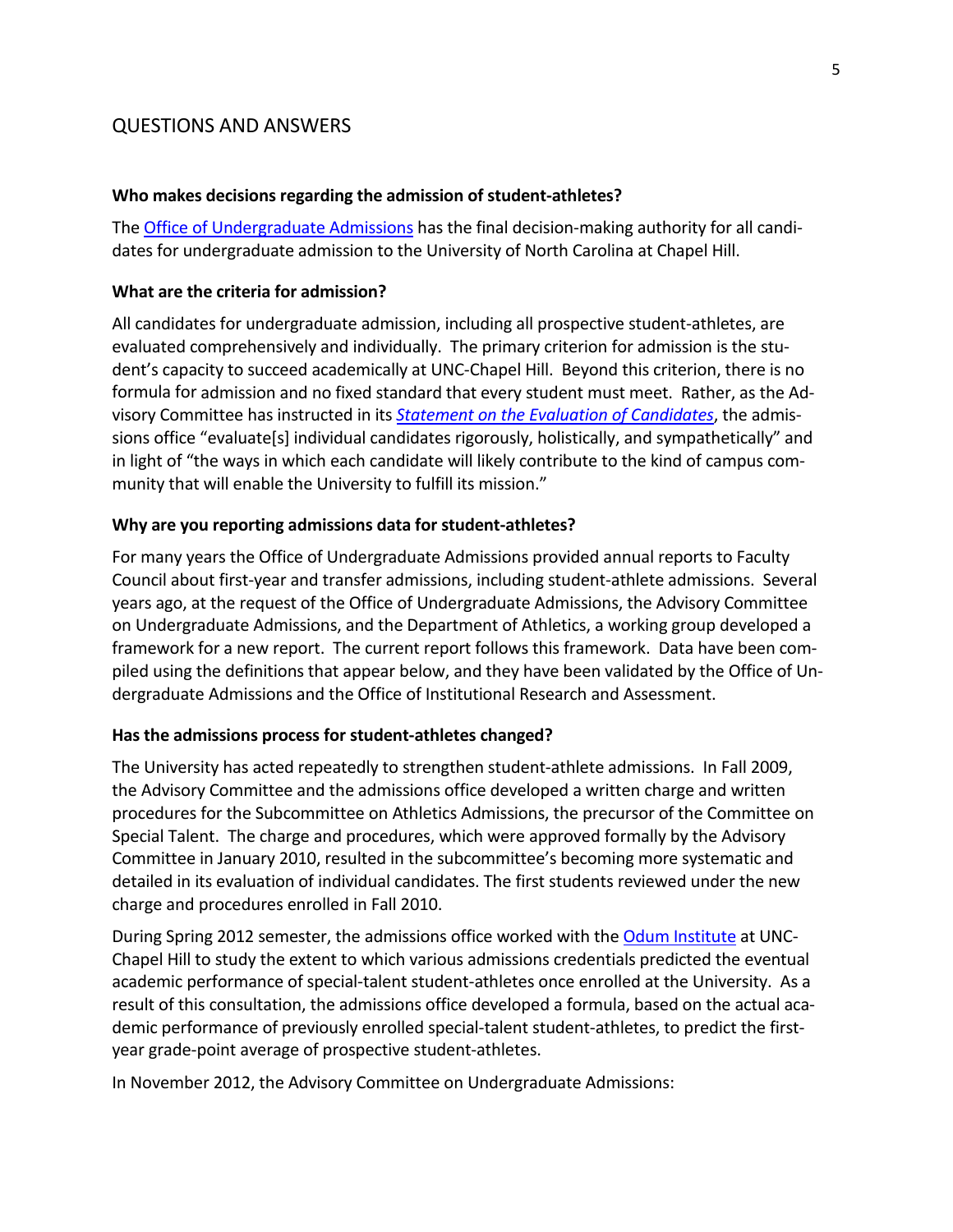## QUESTIONS AND ANSWERS

**Who makes decisions regarding the admission of student-athletes?**

The Office of Undergraduate Admissions has the final decision-making authority for all candidates for undergraduate admission to the University of North Carolina at Chapel Hill.

**What are the criteria for admission?**

All candidates for undergraduate admission, including all prospective student-athletes, are evaluated comprehensively and individually. The primary criterion for admission is the student's capacity to succeed academically at UNC-Chapel Hill. Beyond this criterion, there is no formula for admission and no fixed standard that every student must meet. Rather, as the Advisory Committee has instructed in its *Statement on the Evaluation of Candidates*, the admissions office "evaluate[s] individual candidates rigorously, holistically, and sympathetically" and in light of "the ways in which each candidate will likely contribute to the kind of campus community that will enable the University to fulfill its mission."

**Why are you reporting admissions data for student-athletes?**

For many years the Office of Undergraduate Admissions provided annual reports to Faculty Council about first-year and transfer admissions, including student-athlete admissions. Several years ago, at the request of the Office of Undergraduate Admissions, the Advisory Committee on Undergraduate Admissions, and the Department of Athletics, a working group developed a framework for a new report. The current report follows this framework. Data have been compiled using the definitions that appear below, and they have been validated by the Office of Undergraduate Admissions and the Office of Institutional Research and Assessment.

**Has the admissions process for student-athletes changed?**

The University has acted repeatedly to strengthen student-athlete admissions. In Fall 2009, the Advisory Committee and the admissions office developed a written charge and written procedures for the Subcommittee on Athletics Admissions, the precursor of the Committee on Special Talent. The charge and procedures, which were approved formally by the Advisory Committee in January 2010, resulted in the subcommittee's becoming more systematic and detailed in its evaluation of individual candidates. The first students reviewed under the new charge and procedures enrolled in Fall 2010.

During Spring 2012 semester, the admissions office worked with the Odum Institute at UNC-Chapel Hill to study the extent to which various admissions credentials predicted the eventual academic performance of special-talent student-athletes once enrolled at the University. As a result of this consultation, the admissions office developed a formula, based on the actual academic performance of previously enrolled special-talent student-athletes, to predict the first-year grade-point average of prospective student-athletes.

In November 2012, the Advisory Committee on Undergraduate Admissions: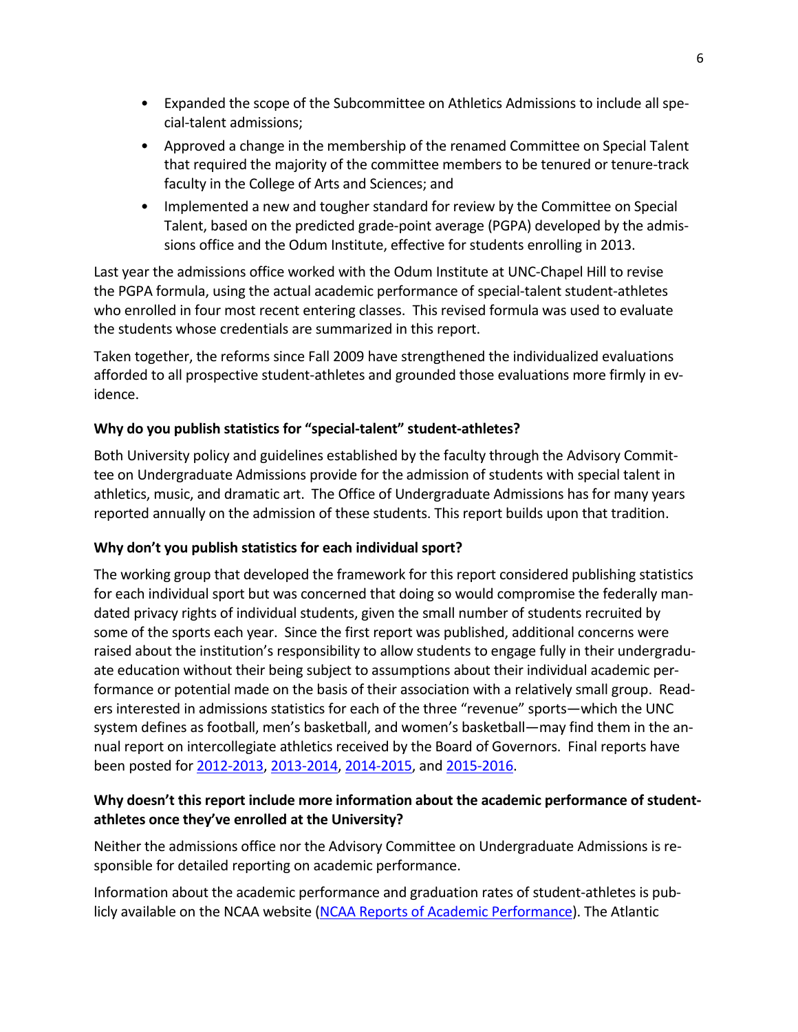- Expanded the scope of the Subcommittee on Athletics Admissions to include all special-talent admissions;
- Approved a change in the membership of the renamed Committee on Special Talent that required the majority of the committee members to be tenured or tenure-track faculty in the College of Arts and Sciences; and
- Implemented a new and tougher standard for review by the Committee on Special Talent, based on the predicted grade-point average (PGPA) developed by the admissions office and the Odum Institute, effective for students enrolling in 2013.

Last year the admissions office worked with the Odum Institute at UNC-Chapel Hill to revise the PGPA formula, using the actual academic performance of special-talent student-athletes who enrolled in four most recent entering classes. This revised formula was used to evaluate the students whose credentials are summarized in this report.

Taken together, the reforms since Fall 2009 have strengthened the individualized evaluations afforded to all prospective student-athletes and grounded those evaluations more firmly in evidence.

**Why do you publish statistics for "special-talent" student-athletes?**

Both University policy and guidelines established by the faculty through the Advisory Committee on Undergraduate Admissions provide for the admission of students with special talent in athletics, music, and dramatic art. The Office of Undergraduate Admissions has for many years reported annually on the admission of these students. This report builds upon that tradition.

**Why don't you publish statistics for each individual sport?**

The working group that developed the framework for this report considered publishing statistics for each individual sport but was concerned that doing so would compromise the federally mandated privacy rights of individual students, given the small number of students recruited by some of the sports each year. Since the first report was published, additional concerns were raised about the institution's responsibility to allow students to engage fully in their undergraduate education without their being subject to assumptions about their individual academic performance or potential made on the basis of their association with a relatively small group. Readers interested in admissions statistics for each of the three "revenue" sports—which the UNC system defines as football, men's basketball, and women's basketball—may find them in the annual report on intercollegiate athletics received by the Board of Governors. Final reports have been posted for 2012-2013, 2013-2014, 2014-2015, and 2015-2016.

**Why doesn't this report include more information about the academic performance of student-athletes once they've enrolled at the University?**

Neither the admissions office nor the Advisory Committee on Undergraduate Admissions is responsible for detailed reporting on academic performance.

Information about the academic performance and graduation rates of student-athletes is publicly available on the NCAA website (NCAA Reports of Academic Performance). The Atlantic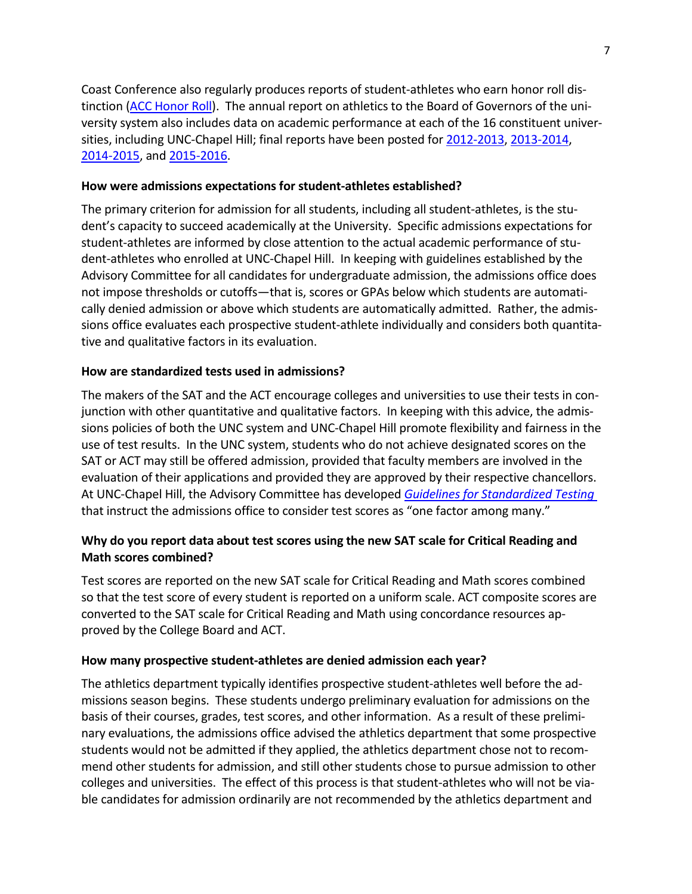Coast Conference also regularly produces reports of student-athletes who earn honor roll distinction ([ACC Honor Roll](ACC Honor Roll)). The annual report on athletics to the Board of Governors of the university system also includes data on academic performance at each of the 16 constituent universities, including UNC-Chapel Hill; final reports have been posted for [2012-2013](2012-2013), [2013-2014](2013-2014), [2014-2015](2014-2015), and [2015-2016](2015-2016).

**How were admissions expectations for student-athletes established?**

The primary criterion for admission for all students, including all student-athletes, is the student's capacity to succeed academically at the University. Specific admissions expectations for student-athletes are informed by close attention to the actual academic performance of student-athletes who enrolled at UNC-Chapel Hill. In keeping with guidelines established by the Advisory Committee for all candidates for undergraduate admission, the admissions office does not impose thresholds or cutoffs—that is, scores or GPAs below which students are automatically denied admission or above which students are automatically admitted. Rather, the admissions office evaluates each prospective student-athlete individually and considers both quantitative and qualitative factors in its evaluation.

**How are standardized tests used in admissions?**

The makers of the SAT and the ACT encourage colleges and universities to use their tests in conjunction with other quantitative and qualitative factors. In keeping with this advice, the admissions policies of both the UNC system and UNC-Chapel Hill promote flexibility and fairness in the use of test results. In the UNC system, students who do not achieve designated scores on the SAT or ACT may still be offered admission, provided that faculty members are involved in the evaluation of their applications and provided they are approved by their respective chancellors. At UNC-Chapel Hill, the Advisory Committee has developed *Guidelines for Standardized Testing* that instruct the admissions office to consider test scores as "one factor among many."

**Why do you report data about test scores using the new SAT scale for Critical Reading and Math scores combined?**

Test scores are reported on the new SAT scale for Critical Reading and Math scores combined so that the test score of every student is reported on a uniform scale. ACT composite scores are converted to the SAT scale for Critical Reading and Math using concordance resources approved by the College Board and ACT.

**How many prospective student-athletes are denied admission each year?**

The athletics department typically identifies prospective student-athletes well before the admissions season begins. These students undergo preliminary evaluation for admissions on the basis of their courses, grades, test scores, and other information. As a result of these preliminary evaluations, the admissions office advised the athletics department that some prospective students would not be admitted if they applied, the athletics department chose not to recommend other students for admission, and still other students chose to pursue admission to other colleges and universities. The effect of this process is that student-athletes who will not be viable candidates for admission ordinarily are not recommended by the athletics department and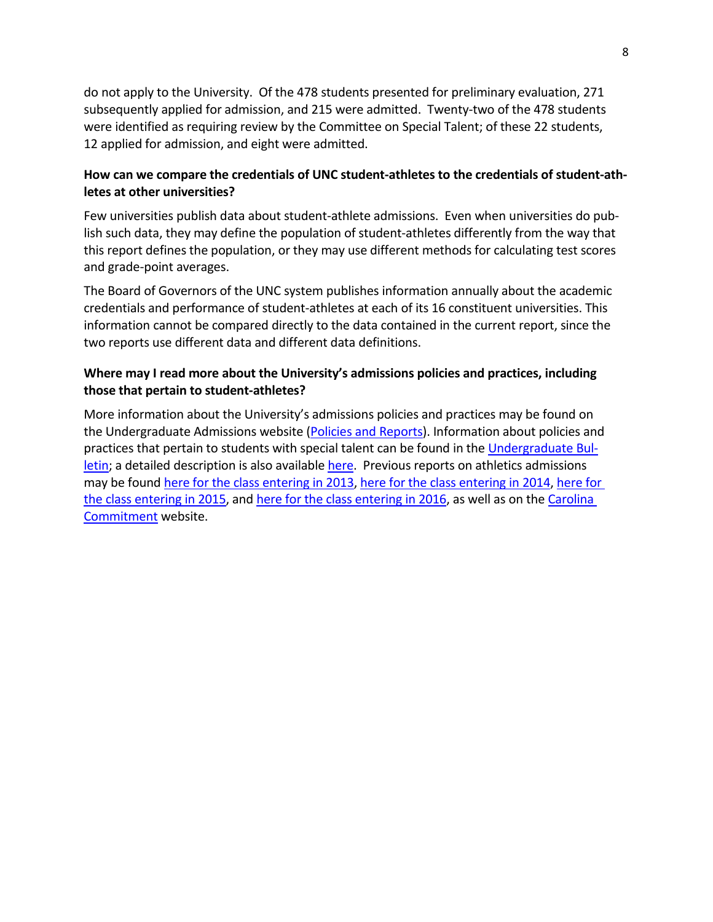do not apply to the University. Of the 478 students presented for preliminary evaluation, 271 subsequently applied for admission, and 215 were admitted. Twenty-two of the 478 students were identified as requiring review by the Committee on Special Talent; of these 22 students, 12 applied for admission, and eight were admitted.

**How can we compare the credentials of UNC student-athletes to the credentials of student-athletes at other universities?**

Few universities publish data about student-athlete admissions. Even when universities do publish such data, they may define the population of student-athletes differently from the way that this report defines the population, or they may use different methods for calculating test scores and grade-point averages.

The Board of Governors of the UNC system publishes information annually about the academic credentials and performance of student-athletes at each of its 16 constituent universities. This information cannot be compared directly to the data contained in the current report, since the two reports use different data and different data definitions.

**Where may I read more about the University's admissions policies and practices, including those that pertain to student-athletes?**

More information about the University's admissions policies and practices may be found on the Undergraduate Admissions website (Policies and Reports). Information about policies and practices that pertain to students with special talent can be found in the Undergraduate Bulletin; a detailed description is also available here. Previous reports on athletics admissions may be found here for the class entering in 2013, here for the class entering in 2014, here for the class entering in 2015, and here for the class entering in 2016, as well as on the Carolina Commitment website.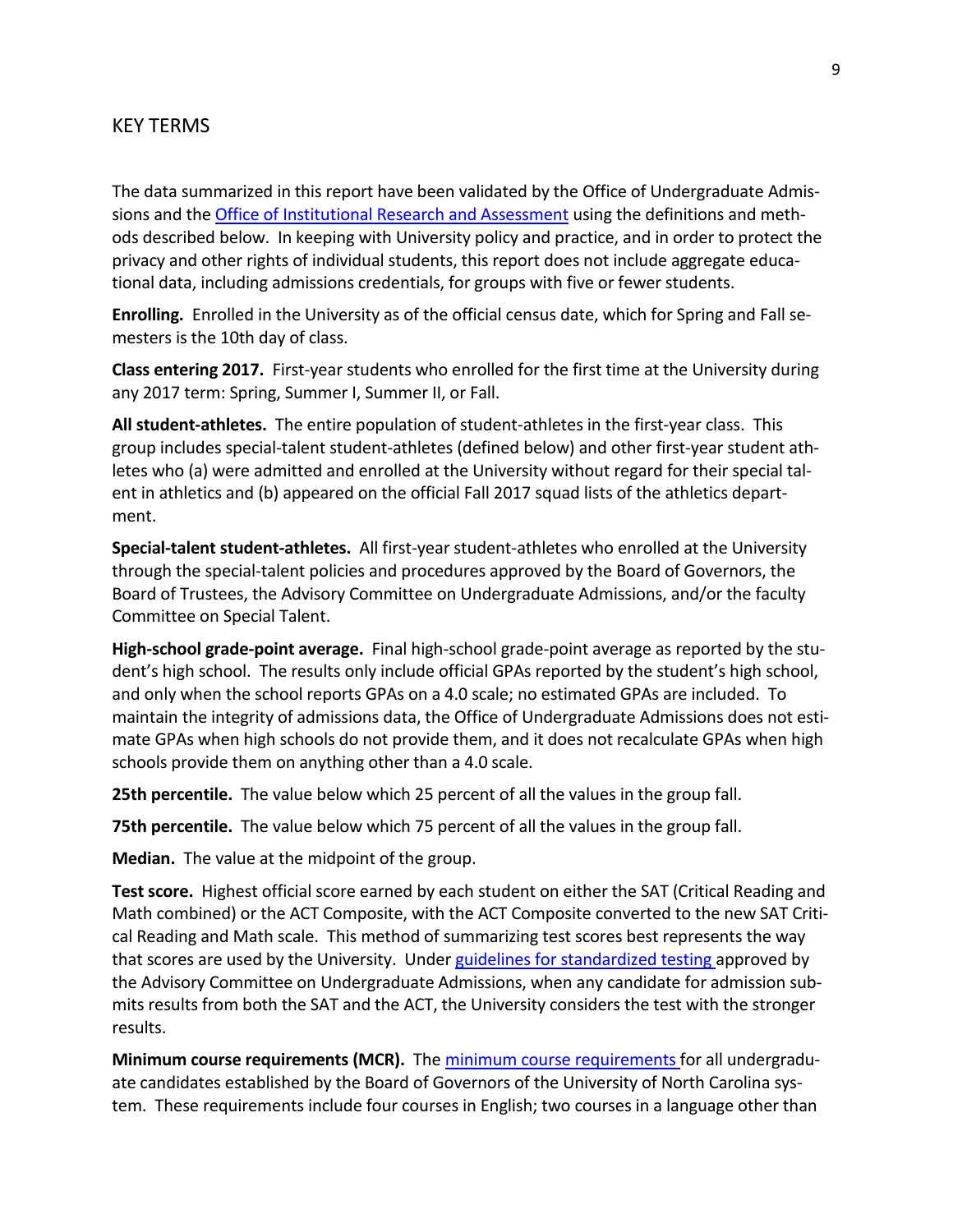## KEY TERMS

The data summarized in this report have been validated by the Office of Undergraduate Admissions and the [Office of Institutional Research and Assessment]() using the definitions and methods described below. In keeping with University policy and practice, and in order to protect the privacy and other rights of individual students, this report does not include aggregate educational data, including admissions credentials, for groups with five or fewer students.

**Enrolling.** Enrolled in the University as of the official census date, which for Spring and Fall semesters is the 10th day of class.

**Class entering 2017.** First-year students who enrolled for the first time at the University during any 2017 term: Spring, Summer I, Summer II, or Fall.

**All student-athletes.** The entire population of student-athletes in the first-year class. This group includes special-talent student-athletes (defined below) and other first-year student athletes who (a) were admitted and enrolled at the University without regard for their special talent in athletics and (b) appeared on the official Fall 2017 squad lists of the athletics department.

**Special-talent student-athletes.** All first-year student-athletes who enrolled at the University through the special-talent policies and procedures approved by the Board of Governors, the Board of Trustees, the Advisory Committee on Undergraduate Admissions, and/or the faculty Committee on Special Talent.

**High-school grade-point average.** Final high-school grade-point average as reported by the student's high school. The results only include official GPAs reported by the student's high school, and only when the school reports GPAs on a 4.0 scale; no estimated GPAs are included. To maintain the integrity of admissions data, the Office of Undergraduate Admissions does not estimate GPAs when high schools do not provide them, and it does not recalculate GPAs when high schools provide them on anything other than a 4.0 scale.

**25th percentile.** The value below which 25 percent of all the values in the group fall.

**75th percentile.** The value below which 75 percent of all the values in the group fall.

**Median.** The value at the midpoint of the group.

**Test score.** Highest official score earned by each student on either the SAT (Critical Reading and Math combined) or the ACT Composite, with the ACT Composite converted to the new SAT Critical Reading and Math scale. This method of summarizing test scores best represents the way that scores are used by the University. Under [guidelines for standardized testing]() approved by the Advisory Committee on Undergraduate Admissions, when any candidate for admission submits results from both the SAT and the ACT, the University considers the test with the stronger results.

**Minimum course requirements (MCR).** The [minimum course requirements]() for all undergraduate candidates established by the Board of Governors of the University of North Carolina system. These requirements include four courses in English; two courses in a language other than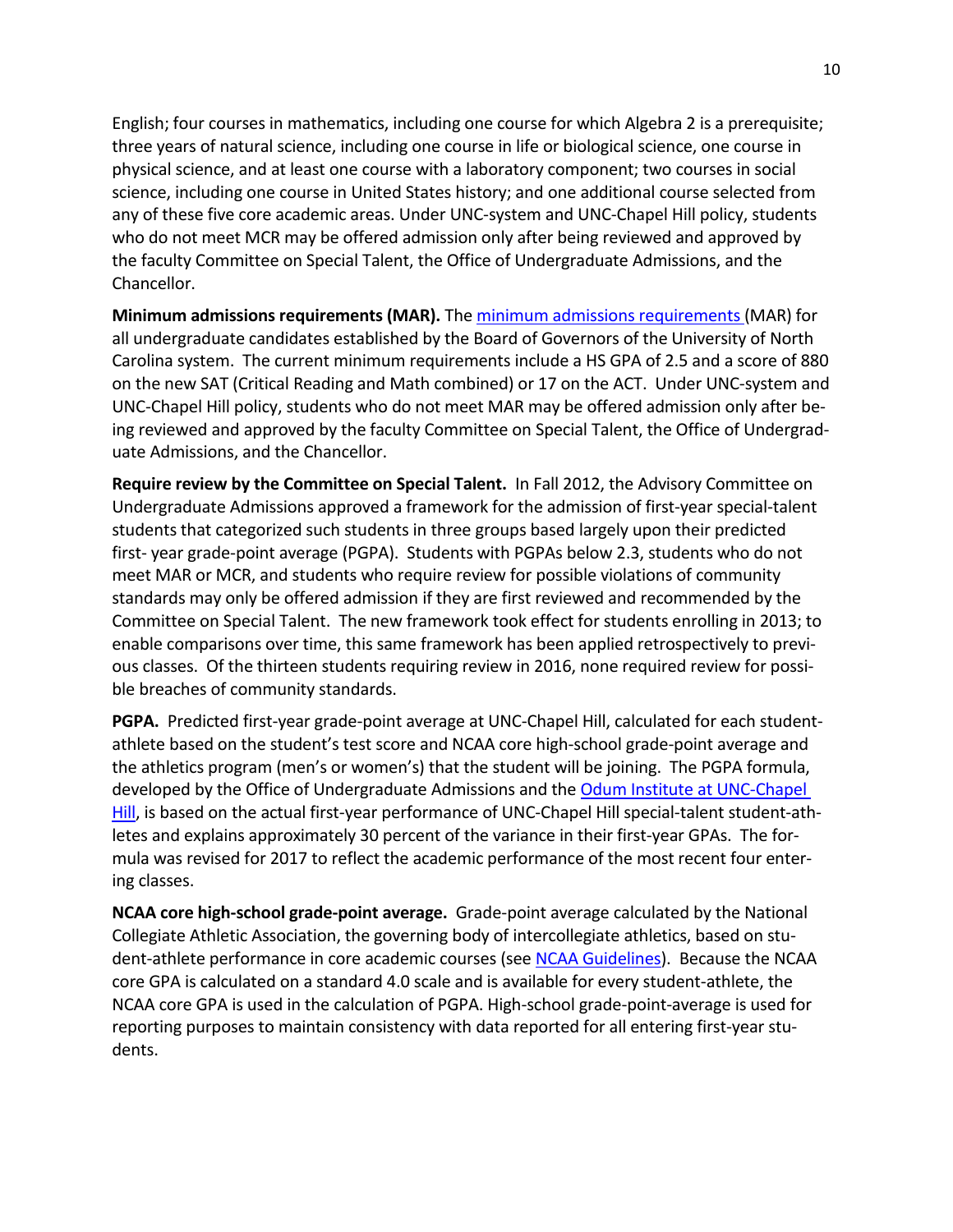English; four courses in mathematics, including one course for which Algebra 2 is a prerequisite; three years of natural science, including one course in life or biological science, one course in physical science, and at least one course with a laboratory component; two courses in social science, including one course in United States history; and one additional course selected from any of these five core academic areas. Under UNC-system and UNC-Chapel Hill policy, students who do not meet MCR may be offered admission only after being reviewed and approved by the faculty Committee on Special Talent, the Office of Undergraduate Admissions, and the Chancellor.

**Minimum admissions requirements (MAR).** The minimum admissions requirements (MAR) for all undergraduate candidates established by the Board of Governors of the University of North Carolina system. The current minimum requirements include a HS GPA of 2.5 and a score of 880 on the new SAT (Critical Reading and Math combined) or 17 on the ACT. Under UNC-system and UNC-Chapel Hill policy, students who do not meet MAR may be offered admission only after being reviewed and approved by the faculty Committee on Special Talent, the Office of Undergraduate Admissions, and the Chancellor.

**Require review by the Committee on Special Talent.** In Fall 2012, the Advisory Committee on Undergraduate Admissions approved a framework for the admission of first-year special-talent students that categorized such students in three groups based largely upon their predicted first- year grade-point average (PGPA). Students with PGPAs below 2.3, students who do not meet MAR or MCR, and students who require review for possible violations of community standards may only be offered admission if they are first reviewed and recommended by the Committee on Special Talent. The new framework took effect for students enrolling in 2013; to enable comparisons over time, this same framework has been applied retrospectively to previous classes. Of the thirteen students requiring review in 2016, none required review for possible breaches of community standards.

**PGPA.** Predicted first-year grade-point average at UNC-Chapel Hill, calculated for each student-athlete based on the student's test score and NCAA core high-school grade-point average and the athletics program (men's or women's) that the student will be joining. The PGPA formula, developed by the Office of Undergraduate Admissions and the Odum Institute at UNC-Chapel Hill, is based on the actual first-year performance of UNC-Chapel Hill special-talent student-athletes and explains approximately 30 percent of the variance in their first-year GPAs. The formula was revised for 2017 to reflect the academic performance of the most recent four entering classes.

**NCAA core high-school grade-point average.** Grade-point average calculated by the National Collegiate Athletic Association, the governing body of intercollegiate athletics, based on student-athlete performance in core academic courses (see NCAA Guidelines). Because the NCAA core GPA is calculated on a standard 4.0 scale and is available for every student-athlete, the NCAA core GPA is used in the calculation of PGPA. High-school grade-point-average is used for reporting purposes to maintain consistency with data reported for all entering first-year students.